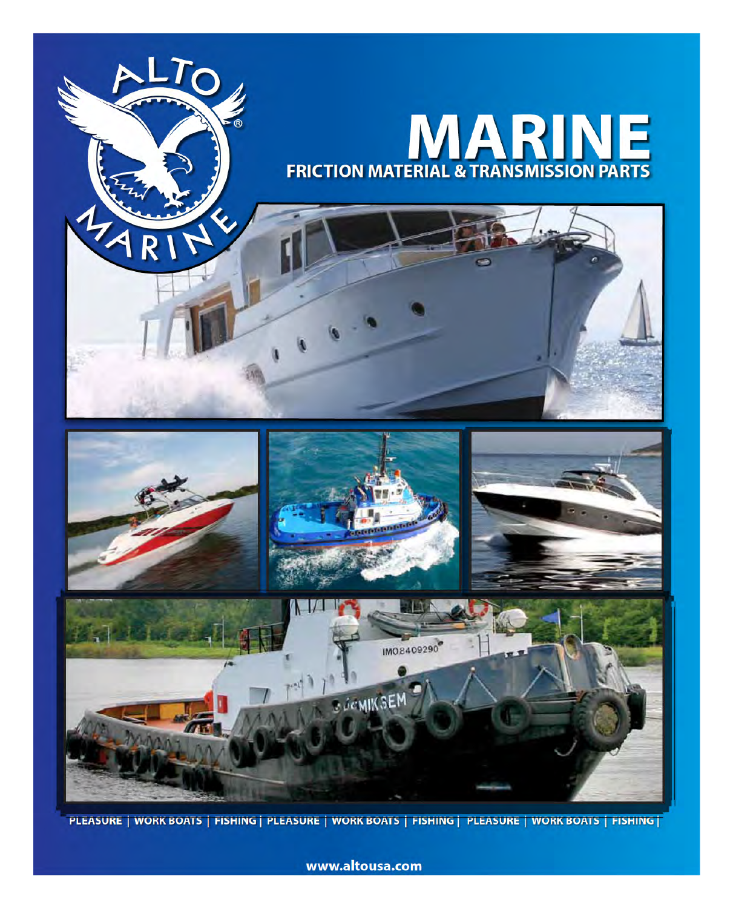# MARINE

## FRICTION MATERIAL & TRANSMISSION PARTS

PLEASURE | WORK BOATS | FISHING | PLEASURE | WORK BOATS | FISHING | PLEASURE | WORK BOATS | FISHING |

www.altousa.com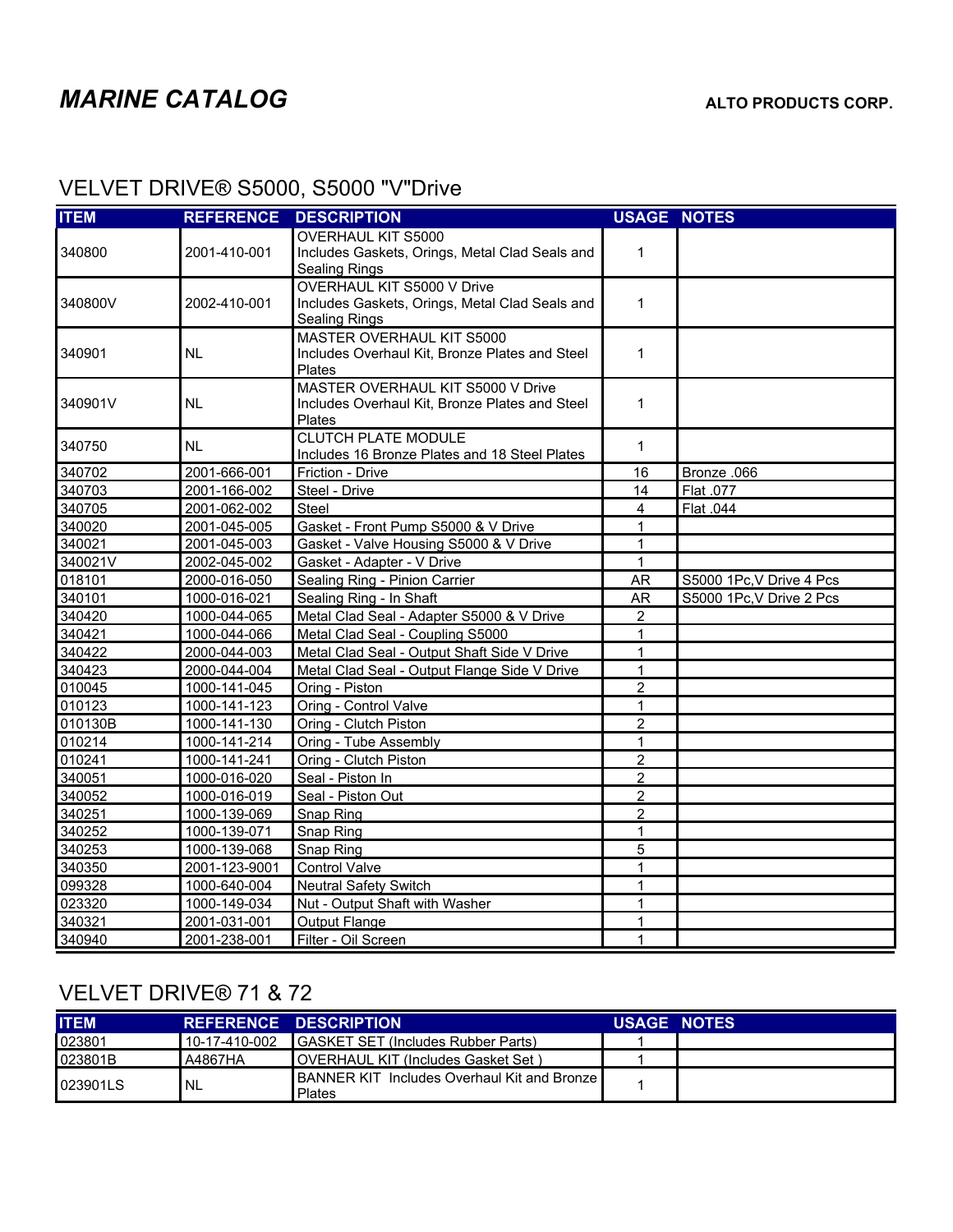# MARINE CATALOG

**ALTO PRODUCTS CORP.**

## VELVET DRIVE® S5000, S5000 "V"Drive

| ITEM | REFERENCE | DESCRIPTION | USAGE | NOTES |
|---|---|---|---|---|
| 340800 | 2001-410-001 | OVERHAUL KIT S5000 Includes Gaskets, Orings, Metal Clad Seals and Sealing Rings | 1 | |
| 340800V | 2002-410-001 | OVERHAUL KIT S5000 V Drive Includes Gaskets, Orings, Metal Clad Seals and Sealing Rings | 1 | |
| 340901 | NL | MASTER OVERHAUL KIT S5000 Includes Overhaul Kit, Bronze Plates and Steel Plates | 1 | |
| 340901V | NL | MASTER OVERHAUL KIT S5000 V Drive Includes Overhaul Kit, Bronze Plates and Steel Plates | 1 | |
| 340750 | NL | CLUTCH PLATE MODULE Includes 16 Bronze Plates and 18 Steel Plates | 1 | |
| 340702 | 2001-666-001 | Friction - Drive | 16 | Bronze .066 |
| 340703 | 2001-166-002 | Steel - Drive | 14 | Flat .077 |
| 340705 | 2001-062-002 | Steel | 4 | Flat .044 |
| 340020 | 2001-045-005 | Gasket - Front Pump S5000 & V Drive | 1 | |
| 340021 | 2001-045-003 | Gasket - Valve Housing S5000 & V Drive | 1 | |
| 340021V | 2002-045-002 | Gasket - Adapter - V Drive | 1 | |
| 018101 | 2000-016-050 | Sealing Ring - Pinion Carrier | AR | S5000 1Pc,V Drive 4 Pcs |
| 340101 | 1000-016-021 | Sealing Ring - In Shaft | AR | S5000 1Pc,V Drive 2 Pcs |
| 340420 | 1000-044-065 | Metal Clad Seal - Adapter S5000 & V Drive | 2 | |
| 340421 | 1000-044-066 | Metal Clad Seal - Coupling S5000 | 1 | |
| 340422 | 2000-044-003 | Metal Clad Seal - Output Shaft Side V Drive | 1 | |
| 340423 | 2000-044-004 | Metal Clad Seal - Output Flange Side V Drive | 1 | |
| 010045 | 1000-141-045 | Oring - Piston | 2 | |
| 010123 | 1000-141-123 | Oring - Control Valve | 1 | |
| 010130B | 1000-141-130 | Oring - Clutch Piston | 2 | |
| 010214 | 1000-141-214 | Oring - Tube Assembly | 1 | |
| 010241 | 1000-141-241 | Oring - Clutch Piston | 2 | |
| 340051 | 1000-016-020 | Seal - Piston In | 2 | |
| 340052 | 1000-016-019 | Seal - Piston Out | 2 | |
| 340251 | 1000-139-069 | Snap Ring | 2 | |
| 340252 | 1000-139-071 | Snap Ring | 1 | |
| 340253 | 1000-139-068 | Snap Ring | 5 | |
| 340350 | 2001-123-9001 | Control Valve | 1 | |
| 099328 | 1000-640-004 | Neutral Safety Switch | 1 | |
| 023320 | 1000-149-034 | Nut - Output Shaft with Washer | 1 | |
| 340321 | 2001-031-001 | Output Flange | 1 | |
| 340940 | 2001-238-001 | Filter - Oil Screen | 1 | |

## VELVET DRIVE® 71 & 72

| ITEM | REFERENCE | DESCRIPTION | USAGE | NOTES |
|---|---|---|---|---|
| 023801 | 10-17-410-002 | GASKET SET (Includes Rubber Parts) | 1 | |
| 023801B | A4867HA | OVERHAUL KIT (Includes Gasket Set ) | 1 | |
| 023901LS | NL | BANNER KIT Includes Overhaul Kit and Bronze Plates | 1 | |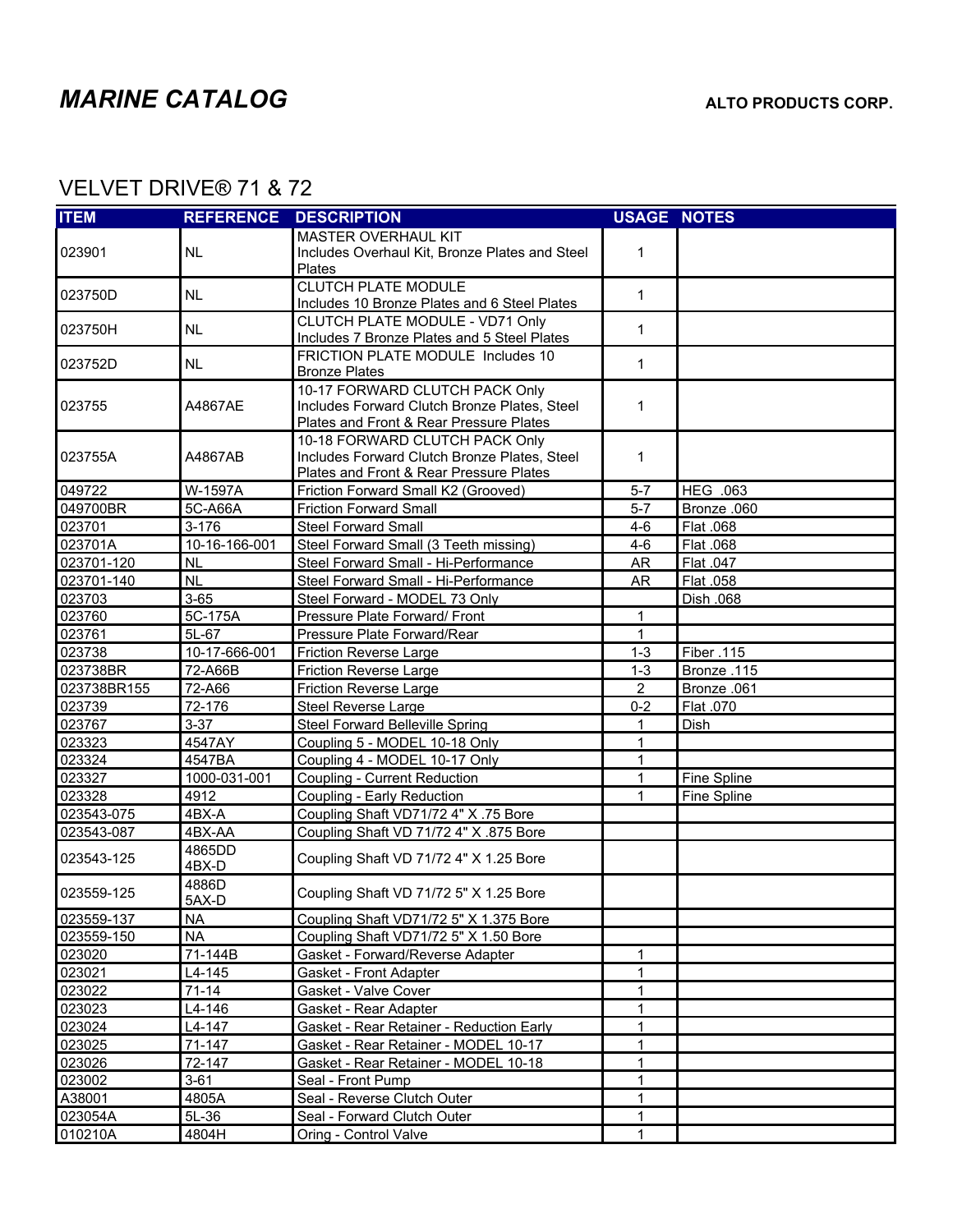# MARINE CATALOG

**ALTO PRODUCTS CORP.**

## VELVET DRIVE® 71 & 72

| ITEM | REFERENCE | DESCRIPTION | USAGE | NOTES |
|---|---|---|---|---|
| 023901 | NL | MASTER OVERHAUL KIT Includes Overhaul Kit, Bronze Plates and Steel Plates | 1 | |
| 023750D | NL | CLUTCH PLATE MODULE Includes 10 Bronze Plates and 6 Steel Plates | 1 | |
| 023750H | NL | CLUTCH PLATE MODULE - VD71 Only Includes 7 Bronze Plates and 5 Steel Plates | 1 | |
| 023752D | NL | FRICTION PLATE MODULE Includes 10 Bronze Plates | 1 | |
| 023755 | A4867AE | 10-17 FORWARD CLUTCH PACK Only Includes Forward Clutch Bronze Plates, Steel Plates and Front & Rear Pressure Plates | 1 | |
| 023755A | A4867AB | 10-18 FORWARD CLUTCH PACK Only Includes Forward Clutch Bronze Plates, Steel Plates and Front & Rear Pressure Plates | 1 | |
| 049722 | W-1597A | Friction Forward Small K2 (Grooved) | 5-7 | HEG .063 |
| 049700BR | 5C-A66A | Friction Forward Small | 5-7 | Bronze .060 |
| 023701 | 3-176 | Steel Forward Small | 4-6 | Flat .068 |
| 023701A | 10-16-166-001 | Steel Forward Small (3 Teeth missing) | 4-6 | Flat .068 |
| 023701-120 | NL | Steel Forward Small - Hi-Performance | AR | Flat .047 |
| 023701-140 | NL | Steel Forward Small - Hi-Performance | AR | Flat .058 |
| 023703 | 3-65 | Steel Forward - MODEL 73 Only | | Dish .068 |
| 023760 | 5C-175A | Pressure Plate Forward/ Front | 1 | |
| 023761 | 5L-67 | Pressure Plate Forward/Rear | 1 | |
| 023738 | 10-17-666-001 | Friction Reverse Large | 1-3 | Fiber .115 |
| 023738BR | 72-A66B | Friction Reverse Large | 1-3 | Bronze .115 |
| 023738BR155 | 72-A66 | Friction Reverse Large | 2 | Bronze .061 |
| 023739 | 72-176 | Steel Reverse Large | 0-2 | Flat .070 |
| 023767 | 3-37 | Steel Forward Belleville Spring | 1 | Dish |
| 023323 | 4547AY | Coupling 5 - MODEL 10-18 Only | 1 | |
| 023324 | 4547BA | Coupling 4 - MODEL 10-17 Only | 1 | |
| 023327 | 1000-031-001 | Coupling - Current Reduction | 1 | Fine Spline |
| 023328 | 4912 | Coupling - Early Reduction | 1 | Fine Spline |
| 023543-075 | 4BX-A | Coupling Shaft VD71/72 4" X .75 Bore | | |
| 023543-087 | 4BX-AA | Coupling Shaft VD 71/72 4" X .875 Bore | | |
| 023543-125 | 4865DD 4BX-D | Coupling Shaft VD 71/72 4" X 1.25 Bore | | |
| 023559-125 | 4886D 5AX-D | Coupling Shaft VD 71/72 5" X 1.25 Bore | | |
| 023559-137 | NA | Coupling Shaft VD71/72 5" X 1.375 Bore | | |
| 023559-150 | NA | Coupling Shaft VD71/72 5" X 1.50 Bore | | |
| 023020 | 71-144B | Gasket - Forward/Reverse Adapter | 1 | |
| 023021 | L4-145 | Gasket - Front Adapter | 1 | |
| 023022 | 71-14 | Gasket - Valve Cover | 1 | |
| 023023 | L4-146 | Gasket - Rear Adapter | 1 | |
| 023024 | L4-147 | Gasket - Rear Retainer - Reduction Early | 1 | |
| 023025 | 71-147 | Gasket - Rear Retainer - MODEL 10-17 | 1 | |
| 023026 | 72-147 | Gasket - Rear Retainer - MODEL 10-18 | 1 | |
| 023002 | 3-61 | Seal - Front Pump | 1 | |
| A38001 | 4805A | Seal - Reverse Clutch Outer | 1 | |
| 023054A | 5L-36 | Seal - Forward Clutch Outer | 1 | |
| 010210A | 4804H | Oring - Control Valve | 1 | |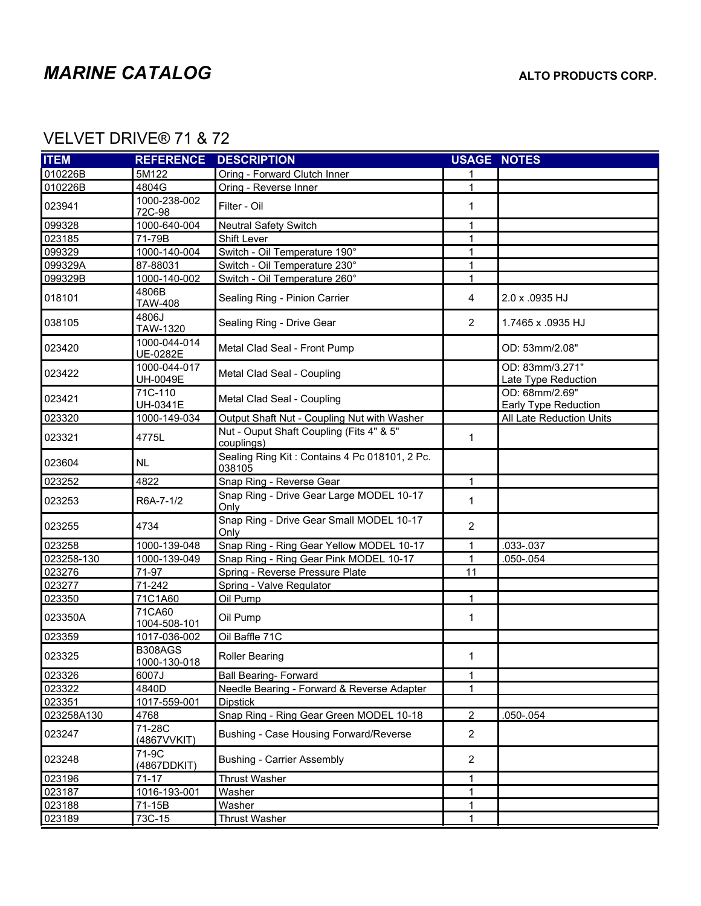# *MARINE CATALOG*

**ALTO PRODUCTS CORP.**

## VELVET DRIVE® 71 & 72

| ITEM | REFERENCE | DESCRIPTION | USAGE | NOTES |
|---|---|---|---|---|
| 010226B | 5M122 | Oring - Forward Clutch Inner | 1 | |
| 010226B | 4804G | Oring - Reverse Inner | 1 | |
| 023941 | 1000-238-002 72C-98 | Filter - Oil | 1 | |
| 099328 | 1000-640-004 | Neutral Safety Switch | 1 | |
| 023185 | 71-79B | Shift Lever | 1 | |
| 099329 | 1000-140-004 | Switch - Oil Temperature 190° | 1 | |
| 099329A | 87-88031 | Switch - Oil Temperature 230° | 1 | |
| 099329B | 1000-140-002 | Switch - Oil Temperature 260° | 1 | |
| 018101 | 4806B TAW-408 | Sealing Ring - Pinion Carrier | 4 | 2.0 x .0935 HJ |
| 038105 | 4806J TAW-1320 | Sealing Ring - Drive Gear | 2 | 1.7465 x .0935 HJ |
| 023420 | 1000-044-014 UE-0282E | Metal Clad Seal - Front Pump | | OD: 53mm/2.08" |
| 023422 | 1000-044-017 UH-0049E | Metal Clad Seal - Coupling | | OD: 83mm/3.271" Late Type Reduction |
| 023421 | 71C-110 UH-0341E | Metal Clad Seal - Coupling | | OD: 68mm/2.69" Early Type Reduction |
| 023320 | 1000-149-034 | Output Shaft Nut - Coupling Nut with Washer | | All Late Reduction Units |
| 023321 | 4775L | Nut - Ouput Shaft Coupling (Fits 4" & 5" couplings) | 1 | |
| 023604 | NL | Sealing Ring Kit : Contains 4 Pc 018101, 2 Pc. 038105 | | |
| 023252 | 4822 | Snap Ring - Reverse Gear | 1 | |
| 023253 | R6A-7-1/2 | Snap Ring - Drive Gear Large MODEL 10-17 Only | 1 | |
| 023255 | 4734 | Snap Ring - Drive Gear Small MODEL 10-17 Only | 2 | |
| 023258 | 1000-139-048 | Snap Ring - Ring Gear Yellow MODEL 10-17 | 1 | .033-.037 |
| 023258-130 | 1000-139-049 | Snap Ring - Ring Gear Pink MODEL 10-17 | 1 | .050-.054 |
| 023276 | 71-97 | Spring - Reverse Pressure Plate | 11 | |
| 023277 | 71-242 | Spring - Valve Regulator | | |
| 023350 | 71C1A60 | Oil Pump | 1 | |
| 023350A | 71CA60 1004-508-101 | Oil Pump | 1 | |
| 023359 | 1017-036-002 | Oil Baffle 71C | | |
| 023325 | B308AGS 1000-130-018 | Roller Bearing | 1 | |
| 023326 | 6007J | Ball Bearing- Forward | 1 | |
| 023322 | 4840D | Needle Bearing - Forward & Reverse Adapter | 1 | |
| 023351 | 1017-559-001 | Dipstick | | |
| 023258A130 | 4768 | Snap Ring - Ring Gear Green MODEL 10-18 | 2 | .050-.054 |
| 023247 | 71-28C (4867VVKIT) | Bushing - Case Housing Forward/Reverse | 2 | |
| 023248 | 71-9C (4867DDKIT) | Bushing - Carrier Assembly | 2 | |
| 023196 | 71-17 | Thrust Washer | 1 | |
| 023187 | 1016-193-001 | Washer | 1 | |
| 023188 | 71-15B | Washer | 1 | |
| 023189 | 73C-15 | Thrust Washer | 1 | |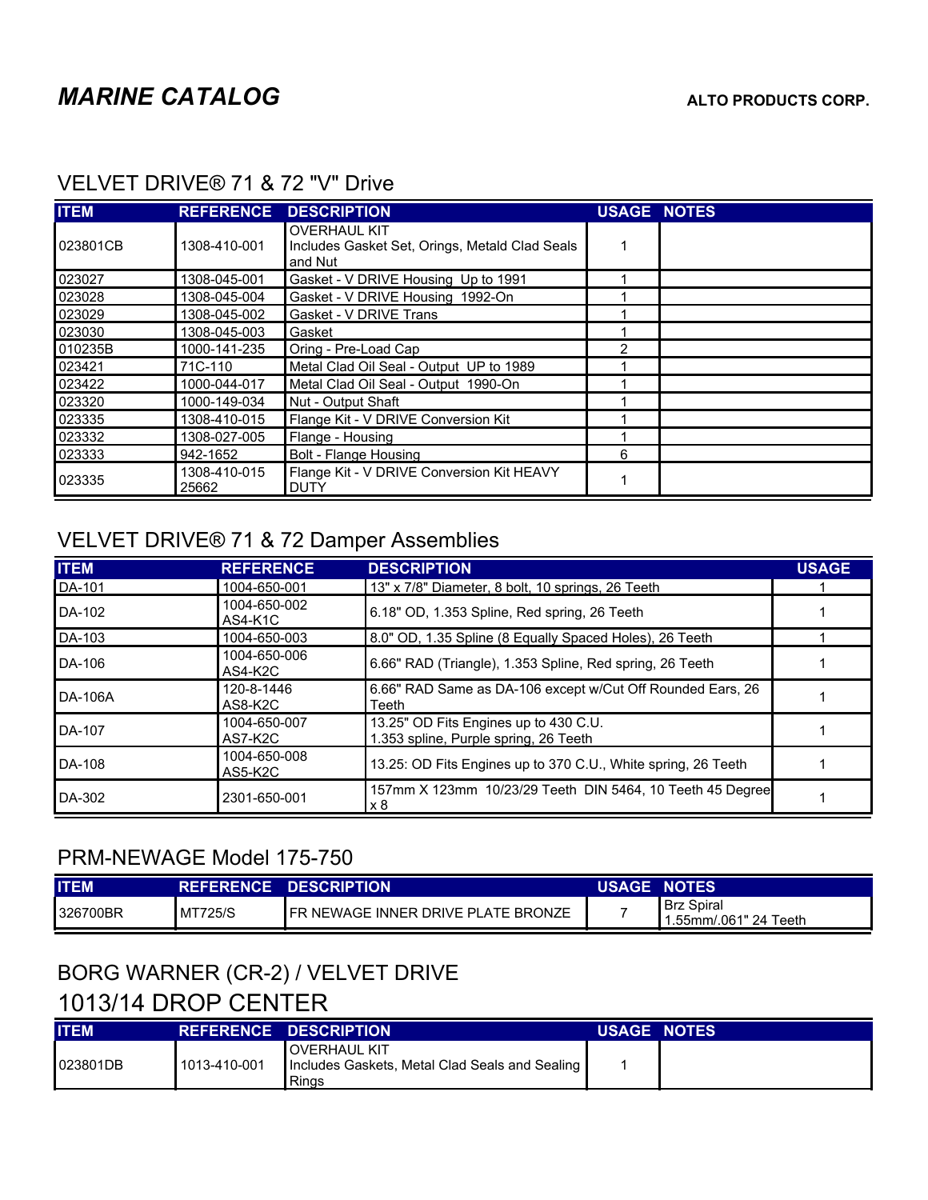# *MARINE CATALOG*

**ALTO PRODUCTS CORP.**

## VELVET DRIVE® 71 & 72 "V" Drive

| ITEM | REFERENCE | DESCRIPTION | USAGE | NOTES |
|---|---|---|---|---|
| 023801CB | 1308-410-001 | OVERHAUL KIT<br>Includes Gasket Set, Orings, Metald Clad Seals and Nut | 1 | |
| 023027 | 1308-045-001 | Gasket - V DRIVE Housing Up to 1991 | 1 | |
| 023028 | 1308-045-004 | Gasket - V DRIVE Housing 1992-On | 1 | |
| 023029 | 1308-045-002 | Gasket - V DRIVE Trans | 1 | |
| 023030 | 1308-045-003 | Gasket | 1 | |
| 010235B | 1000-141-235 | Oring - Pre-Load Cap | 2 | |
| 023421 | 71C-110 | Metal Clad Oil Seal - Output UP to 1989 | 1 | |
| 023422 | 1000-044-017 | Metal Clad Oil Seal - Output 1990-On | 1 | |
| 023320 | 1000-149-034 | Nut - Output Shaft | 1 | |
| 023335 | 1308-410-015 | Flange Kit - V DRIVE Conversion Kit | 1 | |
| 023332 | 1308-027-005 | Flange - Housing | 1 | |
| 023333 | 942-1652 | Bolt - Flange Housing | 6 | |
| 023335 | 1308-410-015<br>25662 | Flange Kit - V DRIVE Conversion Kit HEAVY DUTY | 1 | |

## VELVET DRIVE® 71 & 72 Damper Assemblies

| ITEM | REFERENCE | DESCRIPTION | USAGE |
|---|---|---|---|
| DA-101 | 1004-650-001 | 13" x 7/8" Diameter, 8 bolt, 10 springs, 26 Teeth | 1 |
| DA-102 | 1004-650-002<br>AS4-K1C | 6.18" OD, 1.353 Spline, Red spring, 26 Teeth | 1 |
| DA-103 | 1004-650-003 | 8.0" OD, 1.35 Spline (8 Equally Spaced Holes), 26 Teeth | 1 |
| DA-106 | 1004-650-006<br>AS4-K2C | 6.66" RAD (Triangle), 1.353 Spline, Red spring, 26 Teeth | 1 |
| DA-106A | 120-8-1446<br>AS8-K2C | 6.66" RAD Same as DA-106 except w/Cut Off Rounded Ears, 26 Teeth | 1 |
| DA-107 | 1004-650-007<br>AS7-K2C | 13.25" OD Fits Engines up to 430 C.U.<br>1.353 spline, Purple spring, 26 Teeth | 1 |
| DA-108 | 1004-650-008<br>AS5-K2C | 13.25: OD Fits Engines up to 370 C.U., White spring, 26 Teeth | 1 |
| DA-302 | 2301-650-001 | 157mm X 123mm 10/23/29 Teeth DIN 5464, 10 Teeth 45 Degree x 8 | 1 |

## PRM-NEWAGE Model 175-750

| ITEM | REFERENCE | DESCRIPTION | USAGE | NOTES |
|---|---|---|---|---|
| 326700BR | MT725/S | FR NEWAGE INNER DRIVE PLATE BRONZE | 7 | Brz Spiral<br>1.55mm/.061" 24 Teeth |

## BORG WARNER (CR-2) / VELVET DRIVE
## 1013/14 DROP CENTER

| ITEM | REFERENCE | DESCRIPTION | USAGE | NOTES |
|---|---|---|---|---|
| 023801DB | 1013-410-001 | OVERHAUL KIT<br>Includes Gaskets, Metal Clad Seals and Sealing Rings | 1 | |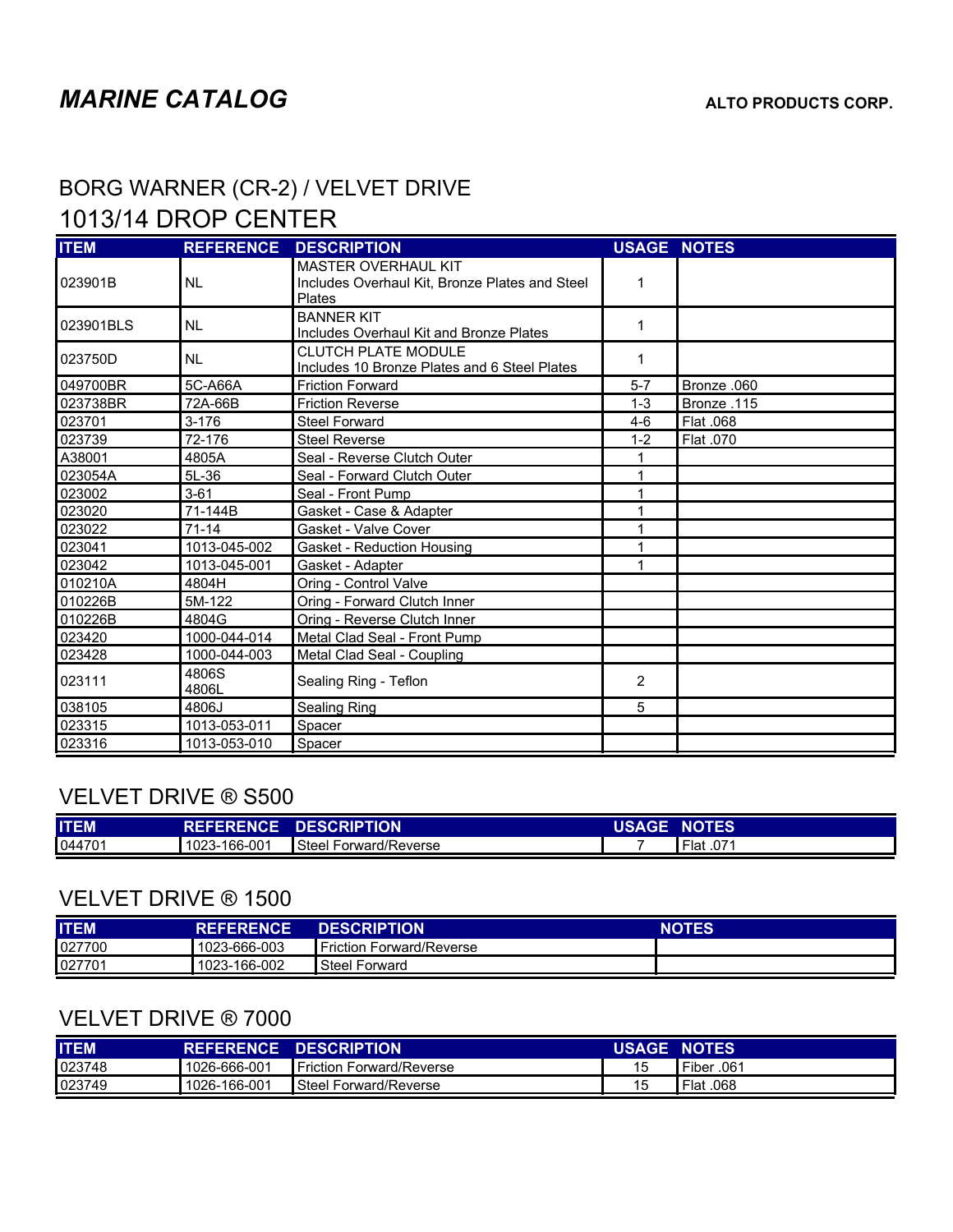# *MARINE CATALOG*

**ALTO PRODUCTS CORP.**

## BORG WARNER (CR-2) / VELVET DRIVE
## 1013/14 DROP CENTER

| ITEM | REFERENCE | DESCRIPTION | USAGE | NOTES |
|---|---|---|---|---|
| 023901B | NL | MASTER OVERHAUL KIT<br>Includes Overhaul Kit, Bronze Plates and Steel Plates | 1 | |
| 023901BLS | NL | BANNER KIT<br>Includes Overhaul Kit and Bronze Plates | 1 | |
| 023750D | NL | CLUTCH PLATE MODULE<br>Includes 10 Bronze Plates and 6 Steel Plates | 1 | |
| 049700BR | 5C-A66A | Friction Forward | 5-7 | Bronze .060 |
| 023738BR | 72A-66B | Friction Reverse | 1-3 | Bronze .115 |
| 023701 | 3-176 | Steel Forward | 4-6 | Flat .068 |
| 023739 | 72-176 | Steel Reverse | 1-2 | Flat .070 |
| A38001 | 4805A | Seal - Reverse Clutch Outer | 1 | |
| 023054A | 5L-36 | Seal - Forward Clutch Outer | 1 | |
| 023002 | 3-61 | Seal - Front Pump | 1 | |
| 023020 | 71-144B | Gasket - Case & Adapter | 1 | |
| 023022 | 71-14 | Gasket - Valve Cover | 1 | |
| 023041 | 1013-045-002 | Gasket - Reduction Housing | 1 | |
| 023042 | 1013-045-001 | Gasket - Adapter | 1 | |
| 010210A | 4804H | Oring - Control Valve | | |
| 010226B | 5M-122 | Oring - Forward Clutch Inner | | |
| 010226B | 4804G | Oring - Reverse Clutch Inner | | |
| 023420 | 1000-044-014 | Metal Clad Seal - Front Pump | | |
| 023428 | 1000-044-003 | Metal Clad Seal - Coupling | | |
| 023111 | 4806S<br>4806L | Sealing Ring - Teflon | 2 | |
| 038105 | 4806J | Sealing Ring | 5 | |
| 023315 | 1013-053-011 | Spacer | | |
| 023316 | 1013-053-010 | Spacer | | |

## VELVET DRIVE ® S500

| ITEM | REFERENCE | DESCRIPTION | USAGE | NOTES |
|---|---|---|---|---|
| 044701 | 1023-166-001 | Steel Forward/Reverse | 7 | Flat .071 |

## VELVET DRIVE ® 1500

| ITEM | REFERENCE | DESCRIPTION | NOTES |
|---|---|---|---|
| 027700 | 1023-666-003 | Friction Forward/Reverse | |
| 027701 | 1023-166-002 | Steel Forward | |

## VELVET DRIVE ® 7000

| ITEM | REFERENCE | DESCRIPTION | USAGE | NOTES |
|---|---|---|---|---|
| 023748 | 1026-666-001 | Friction Forward/Reverse | 15 | Fiber .061 |
| 023749 | 1026-166-001 | Steel Forward/Reverse | 15 | Flat .068 |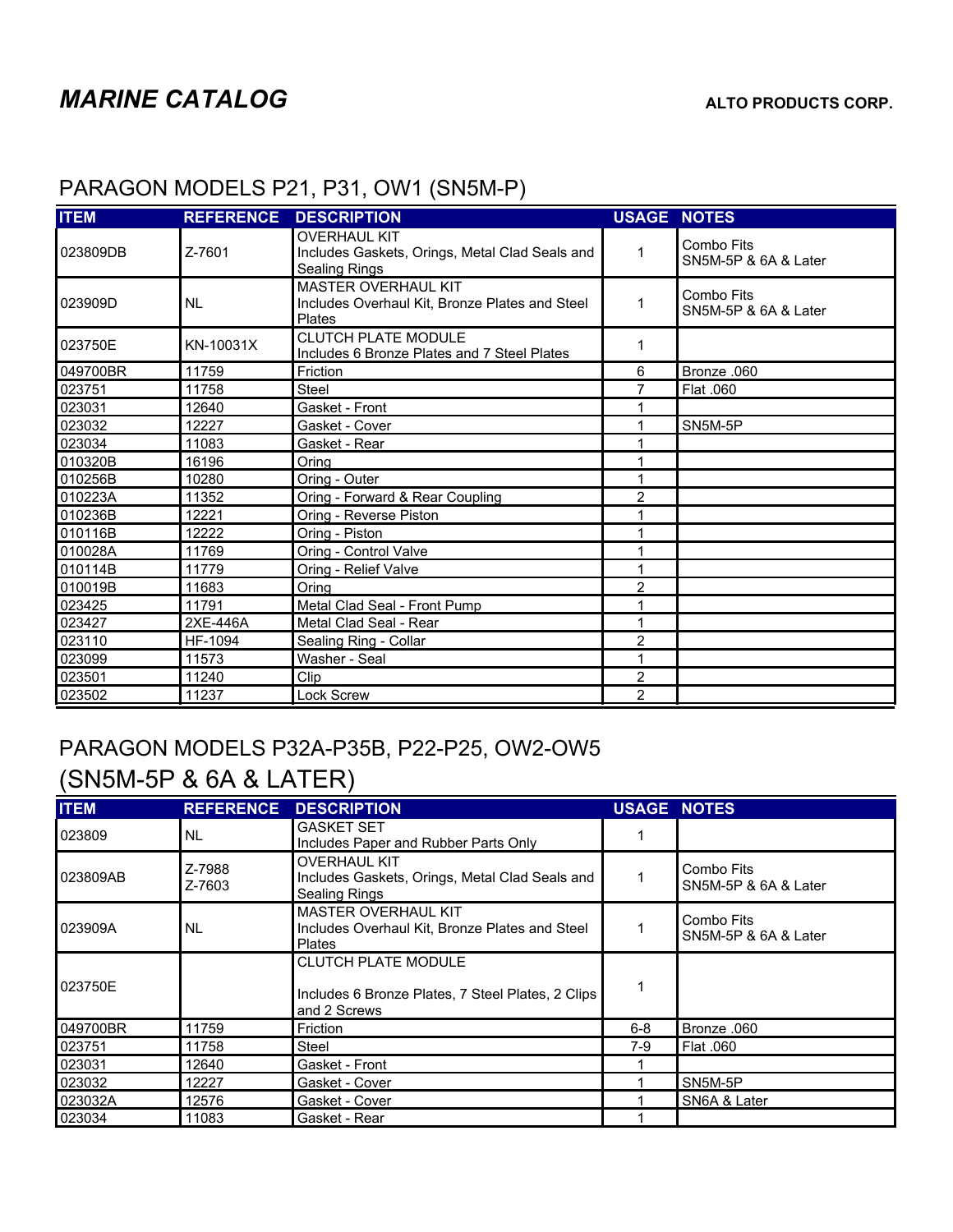# *MARINE CATALOG*

**ALTO PRODUCTS CORP.**

## PARAGON MODELS P21, P31, OW1 (SN5M-P)

| ITEM | REFERENCE | DESCRIPTION | USAGE | NOTES |
|---|---|---|---|---|
| 023809DB | Z-7601 | OVERHAUL KIT<br>Includes Gaskets, Orings, Metal Clad Seals and Sealing Rings | 1 | Combo Fits<br>SN5M-5P & 6A & Later |
| 023909D | NL | MASTER OVERHAUL KIT<br>Includes Overhaul Kit, Bronze Plates and Steel Plates | 1 | Combo Fits<br>SN5M-5P & 6A & Later |
| 023750E | KN-10031X | CLUTCH PLATE MODULE<br>Includes 6 Bronze Plates and 7 Steel Plates | 1 | |
| 049700BR | 11759 | Friction | 6 | Bronze .060 |
| 023751 | 11758 | Steel | 7 | Flat .060 |
| 023031 | 12640 | Gasket - Front | 1 | |
| 023032 | 12227 | Gasket - Cover | 1 | SN5M-5P |
| 023034 | 11083 | Gasket - Rear | 1 | |
| 010320B | 16196 | Oring | 1 | |
| 010256B | 10280 | Oring - Outer | 1 | |
| 010223A | 11352 | Oring - Forward & Rear Coupling | 2 | |
| 010236B | 12221 | Oring - Reverse Piston | 1 | |
| 010116B | 12222 | Oring - Piston | 1 | |
| 010028A | 11769 | Oring - Control Valve | 1 | |
| 010114B | 11779 | Oring - Relief Valve | 1 | |
| 010019B | 11683 | Oring | 2 | |
| 023425 | 11791 | Metal Clad Seal - Front Pump | 1 | |
| 023427 | 2XE-446A | Metal Clad Seal - Rear | 1 | |
| 023110 | HF-1094 | Sealing Ring - Collar | 2 | |
| 023099 | 11573 | Washer - Seal | 1 | |
| 023501 | 11240 | Clip | 2 | |
| 023502 | 11237 | Lock Screw | 2 | |

## PARAGON MODELS P32A-P35B, P22-P25, OW2-OW5 (SN5M-5P & 6A & LATER)

| ITEM | REFERENCE | DESCRIPTION | USAGE | NOTES |
|---|---|---|---|---|
| 023809 | NL | GASKET SET<br>Includes Paper and Rubber Parts Only | 1 | |
| 023809AB | Z-7988<br>Z-7603 | OVERHAUL KIT<br>Includes Gaskets, Orings, Metal Clad Seals and Sealing Rings | 1 | Combo Fits<br>SN5M-5P & 6A & Later |
| 023909A | NL | MASTER OVERHAUL KIT<br>Includes Overhaul Kit, Bronze Plates and Steel Plates | 1 | Combo Fits<br>SN5M-5P & 6A & Later |
| 023750E | | CLUTCH PLATE MODULE<br><br>Includes 6 Bronze Plates, 7 Steel Plates, 2 Clips and 2 Screws | 1 | |
| 049700BR | 11759 | Friction | 6-8 | Bronze .060 |
| 023751 | 11758 | Steel | 7-9 | Flat .060 |
| 023031 | 12640 | Gasket - Front | 1 | |
| 023032 | 12227 | Gasket - Cover | 1 | SN5M-5P |
| 023032A | 12576 | Gasket - Cover | 1 | SN6A & Later |
| 023034 | 11083 | Gasket - Rear | 1 | |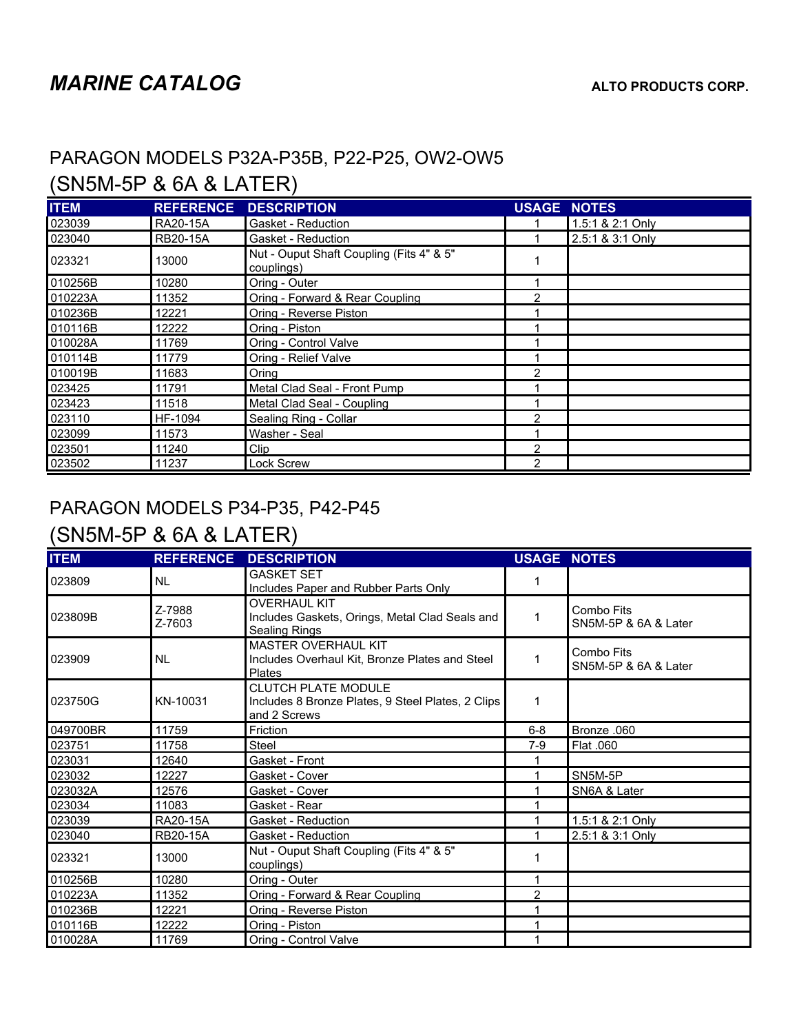# MARINE CATALOG

**ALTO PRODUCTS CORP.**

## PARAGON MODELS P32A-P35B, P22-P25, OW2-OW5 (SN5M-5P & 6A & LATER)

| ITEM | REFERENCE | DESCRIPTION | USAGE | NOTES |
|---|---|---|---|---|
| 023039 | RA20-15A | Gasket - Reduction | 1 | 1.5:1 & 2:1 Only |
| 023040 | RB20-15A | Gasket - Reduction | 1 | 2.5:1 & 3:1 Only |
| 023321 | 13000 | Nut - Ouput Shaft Coupling (Fits 4" & 5" couplings) | 1 | |
| 010256B | 10280 | Oring - Outer | 1 | |
| 010223A | 11352 | Oring - Forward & Rear Coupling | 2 | |
| 010236B | 12221 | Oring - Reverse Piston | 1 | |
| 010116B | 12222 | Oring - Piston | 1 | |
| 010028A | 11769 | Oring - Control Valve | 1 | |
| 010114B | 11779 | Oring - Relief Valve | 1 | |
| 010019B | 11683 | Oring | 2 | |
| 023425 | 11791 | Metal Clad Seal - Front Pump | 1 | |
| 023423 | 11518 | Metal Clad Seal - Coupling | 1 | |
| 023110 | HF-1094 | Sealing Ring - Collar | 2 | |
| 023099 | 11573 | Washer - Seal | 1 | |
| 023501 | 11240 | Clip | 2 | |
| 023502 | 11237 | Lock Screw | 2 | |

## PARAGON MODELS P34-P35, P42-P45 (SN5M-5P & 6A & LATER)

| ITEM | REFERENCE | DESCRIPTION | USAGE | NOTES |
|---|---|---|---|---|
| 023809 | NL | GASKET SET<br>Includes Paper and Rubber Parts Only | 1 | |
| 023809B | Z-7988<br>Z-7603 | OVERHAUL KIT<br>Includes Gaskets, Orings, Metal Clad Seals and Sealing Rings | 1 | Combo Fits SN5M-5P & 6A & Later |
| 023909 | NL | MASTER OVERHAUL KIT<br>Includes Overhaul Kit, Bronze Plates and Steel Plates | 1 | Combo Fits SN5M-5P & 6A & Later |
| 023750G | KN-10031 | CLUTCH PLATE MODULE<br>Includes 8 Bronze Plates, 9 Steel Plates, 2 Clips and 2 Screws | 1 | |
| 049700BR | 11759 | Friction | 6-8 | Bronze .060 |
| 023751 | 11758 | Steel | 7-9 | Flat .060 |
| 023031 | 12640 | Gasket - Front | 1 | |
| 023032 | 12227 | Gasket - Cover | 1 | SN5M-5P |
| 023032A | 12576 | Gasket - Cover | 1 | SN6A & Later |
| 023034 | 11083 | Gasket - Rear | 1 | |
| 023039 | RA20-15A | Gasket - Reduction | 1 | 1.5:1 & 2:1 Only |
| 023040 | RB20-15A | Gasket - Reduction | 1 | 2.5:1 & 3:1 Only |
| 023321 | 13000 | Nut - Ouput Shaft Coupling (Fits 4" & 5" couplings) | 1 | |
| 010256B | 10280 | Oring - Outer | 1 | |
| 010223A | 11352 | Oring - Forward & Rear Coupling | 2 | |
| 010236B | 12221 | Oring - Reverse Piston | 1 | |
| 010116B | 12222 | Oring - Piston | 1 | |
| 010028A | 11769 | Oring - Control Valve | 1 | |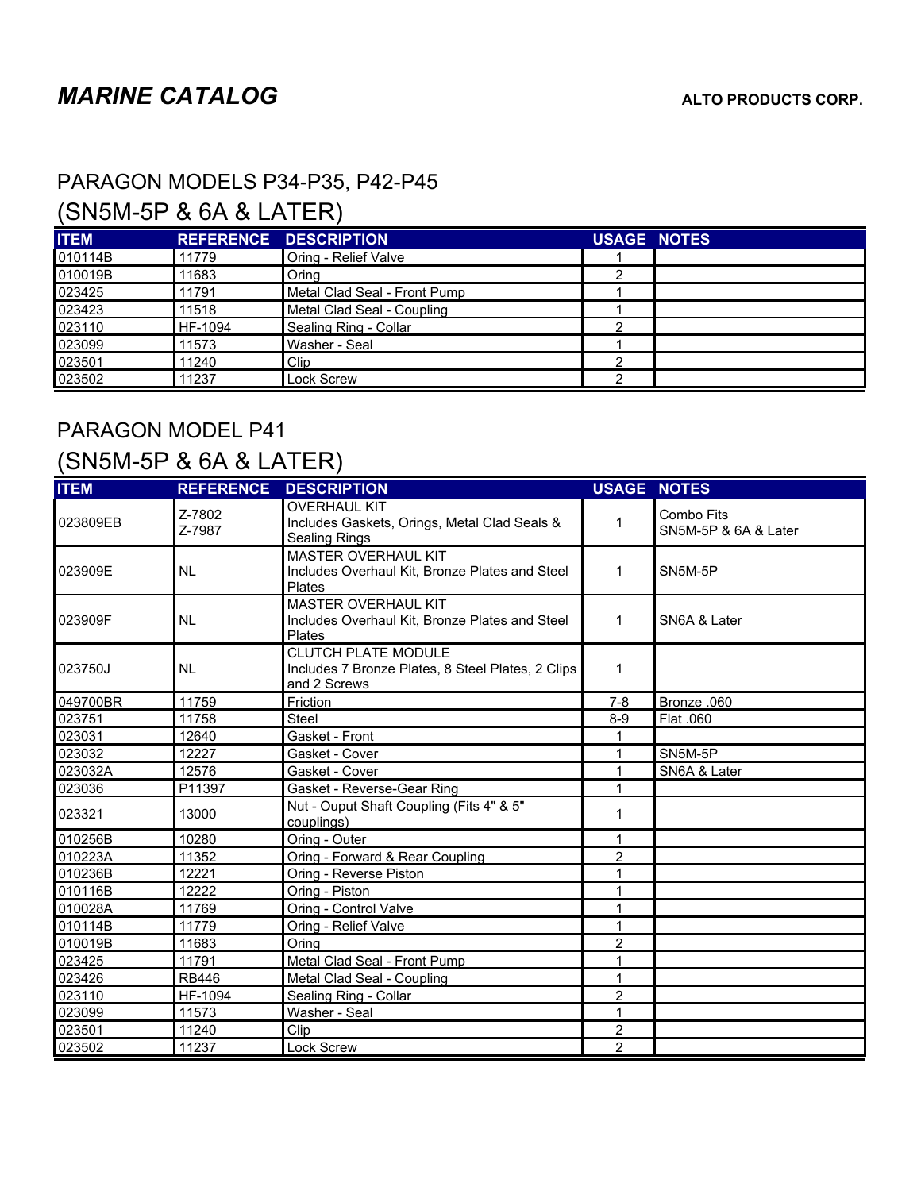*MARINE CATALOG* **ALTO PRODUCTS CORP.**

## PARAGON MODELS P34-P35, P42-P45
## (SN5M-5P & 6A & LATER)

| ITEM | REFERENCE | DESCRIPTION | USAGE | NOTES |
|---|---|---|---|---|
| 010114B | 11779 | Oring - Relief Valve | 1 | |
| 010019B | 11683 | Oring | 2 | |
| 023425 | 11791 | Metal Clad Seal - Front Pump | 1 | |
| 023423 | 11518 | Metal Clad Seal - Coupling | 1 | |
| 023110 | HF-1094 | Sealing Ring - Collar | 2 | |
| 023099 | 11573 | Washer - Seal | 1 | |
| 023501 | 11240 | Clip | 2 | |
| 023502 | 11237 | Lock Screw | 2 | |

## PARAGON MODEL P41
## (SN5M-5P & 6A & LATER)

| ITEM | REFERENCE | DESCRIPTION | USAGE | NOTES |
|---|---|---|---|---|
| 023809EB | Z-7802 Z-7987 | OVERHAUL KIT Includes Gaskets, Orings, Metal Clad Seals & Sealing Rings | 1 | Combo Fits SN5M-5P & 6A & Later |
| 023909E | NL | MASTER OVERHAUL KIT Includes Overhaul Kit, Bronze Plates and Steel Plates | 1 | SN5M-5P |
| 023909F | NL | MASTER OVERHAUL KIT Includes Overhaul Kit, Bronze Plates and Steel Plates | 1 | SN6A & Later |
| 023750J | NL | CLUTCH PLATE MODULE Includes 7 Bronze Plates, 8 Steel Plates, 2 Clips and 2 Screws | 1 | |
| 049700BR | 11759 | Friction | 7-8 | Bronze .060 |
| 023751 | 11758 | Steel | 8-9 | Flat .060 |
| 023031 | 12640 | Gasket - Front | 1 | |
| 023032 | 12227 | Gasket - Cover | 1 | SN5M-5P |
| 023032A | 12576 | Gasket - Cover | 1 | SN6A & Later |
| 023036 | P11397 | Gasket - Reverse-Gear Ring | 1 | |
| 023321 | 13000 | Nut - Ouput Shaft Coupling (Fits 4" & 5" couplings) | 1 | |
| 010256B | 10280 | Oring - Outer | 1 | |
| 010223A | 11352 | Oring - Forward & Rear Coupling | 2 | |
| 010236B | 12221 | Oring - Reverse Piston | 1 | |
| 010116B | 12222 | Oring - Piston | 1 | |
| 010028A | 11769 | Oring - Control Valve | 1 | |
| 010114B | 11779 | Oring - Relief Valve | 1 | |
| 010019B | 11683 | Oring | 2 | |
| 023425 | 11791 | Metal Clad Seal - Front Pump | 1 | |
| 023426 | RB446 | Metal Clad Seal - Coupling | 1 | |
| 023110 | HF-1094 | Sealing Ring - Collar | 2 | |
| 023099 | 11573 | Washer - Seal | 1 | |
| 023501 | 11240 | Clip | 2 | |
| 023502 | 11237 | Lock Screw | 2 | |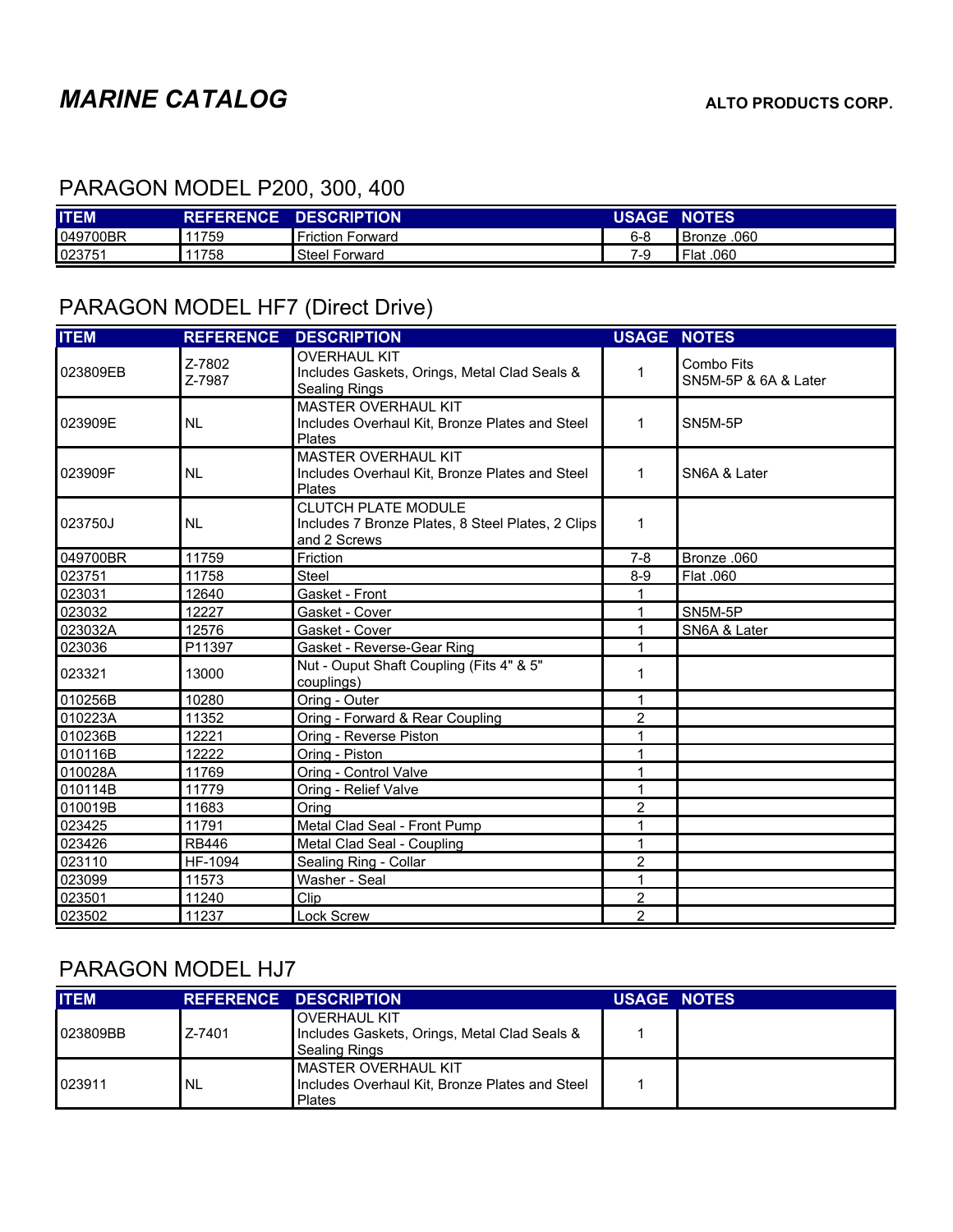# MARINE CATALOG

**ALTO PRODUCTS CORP.**

## PARAGON MODEL P200, 300, 400

| ITEM | REFERENCE | DESCRIPTION | USAGE | NOTES |
|---|---|---|---|---|
| 049700BR | 11759 | Friction Forward | 6-8 | Bronze .060 |
| 023751 | 11758 | Steel Forward | 7-9 | Flat .060 |

## PARAGON MODEL HF7 (Direct Drive)

| ITEM | REFERENCE | DESCRIPTION | USAGE | NOTES |
|---|---|---|---|---|
| 023809EB | Z-7802 Z-7987 | OVERHAUL KIT Includes Gaskets, Orings, Metal Clad Seals & Sealing Rings | 1 | Combo Fits SN5M-5P & 6A & Later |
| 023909E | NL | MASTER OVERHAUL KIT Includes Overhaul Kit, Bronze Plates and Steel Plates | 1 | SN5M-5P |
| 023909F | NL | MASTER OVERHAUL KIT Includes Overhaul Kit, Bronze Plates and Steel Plates | 1 | SN6A & Later |
| 023750J | NL | CLUTCH PLATE MODULE Includes 7 Bronze Plates, 8 Steel Plates, 2 Clips and 2 Screws | 1 | |
| 049700BR | 11759 | Friction | 7-8 | Bronze .060 |
| 023751 | 11758 | Steel | 8-9 | Flat .060 |
| 023031 | 12640 | Gasket - Front | 1 | |
| 023032 | 12227 | Gasket - Cover | 1 | SN5M-5P |
| 023032A | 12576 | Gasket - Cover | 1 | SN6A & Later |
| 023036 | P11397 | Gasket - Reverse-Gear Ring | 1 | |
| 023321 | 13000 | Nut - Ouput Shaft Coupling (Fits 4" & 5" couplings) | 1 | |
| 010256B | 10280 | Oring - Outer | 1 | |
| 010223A | 11352 | Oring - Forward & Rear Coupling | 2 | |
| 010236B | 12221 | Oring - Reverse Piston | 1 | |
| 010116B | 12222 | Oring - Piston | 1 | |
| 010028A | 11769 | Oring - Control Valve | 1 | |
| 010114B | 11779 | Oring - Relief Valve | 1 | |
| 010019B | 11683 | Oring | 2 | |
| 023425 | 11791 | Metal Clad Seal - Front Pump | 1 | |
| 023426 | RB446 | Metal Clad Seal - Coupling | 1 | |
| 023110 | HF-1094 | Sealing Ring - Collar | 2 | |
| 023099 | 11573 | Washer - Seal | 1 | |
| 023501 | 11240 | Clip | 2 | |
| 023502 | 11237 | Lock Screw | 2 | |

## PARAGON MODEL HJ7

| ITEM | REFERENCE | DESCRIPTION | USAGE | NOTES |
|---|---|---|---|---|
| 023809BB | Z-7401 | OVERHAUL KIT Includes Gaskets, Orings, Metal Clad Seals & Sealing Rings | 1 | |
| 023911 | NL | MASTER OVERHAUL KIT Includes Overhaul Kit, Bronze Plates and Steel Plates | 1 | |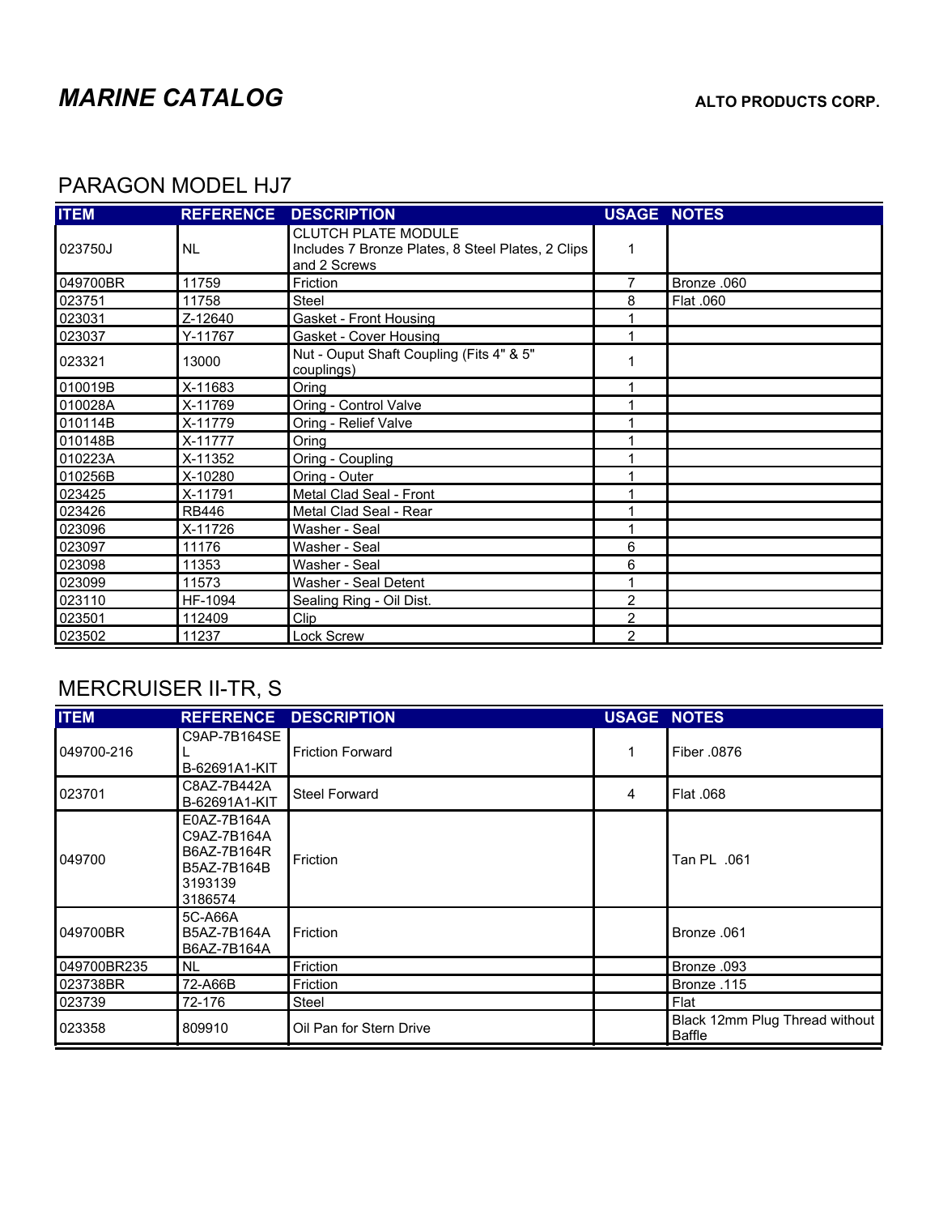# *MARINE CATALOG*

**ALTO PRODUCTS CORP.**

## PARAGON MODEL HJ7

| ITEM | REFERENCE | DESCRIPTION | USAGE | NOTES |
|---|---|---|---|---|
| 023750J | NL | CLUTCH PLATE MODULE Includes 7 Bronze Plates, 8 Steel Plates, 2 Clips and 2 Screws | 1 | |
| 049700BR | 11759 | Friction | 7 | Bronze .060 |
| 023751 | 11758 | Steel | 8 | Flat .060 |
| 023031 | Z-12640 | Gasket - Front Housing | 1 | |
| 023037 | Y-11767 | Gasket - Cover Housing | 1 | |
| 023321 | 13000 | Nut - Ouput Shaft Coupling (Fits 4" & 5" couplings) | 1 | |
| 010019B | X-11683 | Oring | 1 | |
| 010028A | X-11769 | Oring - Control Valve | 1 | |
| 010114B | X-11779 | Oring - Relief Valve | 1 | |
| 010148B | X-11777 | Oring | 1 | |
| 010223A | X-11352 | Oring - Coupling | 1 | |
| 010256B | X-10280 | Oring - Outer | 1 | |
| 023425 | X-11791 | Metal Clad Seal - Front | 1 | |
| 023426 | RB446 | Metal Clad Seal - Rear | 1 | |
| 023096 | X-11726 | Washer - Seal | 1 | |
| 023097 | 11176 | Washer - Seal | 6 | |
| 023098 | 11353 | Washer - Seal | 6 | |
| 023099 | 11573 | Washer - Seal Detent | 1 | |
| 023110 | HF-1094 | Sealing Ring - Oil Dist. | 2 | |
| 023501 | 112409 | Clip | 2 | |
| 023502 | 11237 | Lock Screw | 2 | |

## MERCRUISER II-TR, S

| ITEM | REFERENCE | DESCRIPTION | USAGE | NOTES |
|---|---|---|---|---|
| 049700-216 | C9AP-7B164SEL B-62691A1-KIT | Friction Forward | 1 | Fiber .0876 |
| 023701 | C8AZ-7B442A B-62691A1-KIT | Steel Forward | 4 | Flat .068 |
| 049700 | E0AZ-7B164A C9AZ-7B164A B6AZ-7B164R B5AZ-7B164B 3193139 3186574 | Friction | | Tan PL .061 |
| 049700BR | 5C-A66A B5AZ-7B164A B6AZ-7B164A | Friction | | Bronze .061 |
| 049700BR235 | NL | Friction | | Bronze .093 |
| 023738BR | 72-A66B | Friction | | Bronze .115 |
| 023739 | 72-176 | Steel | | Flat |
| 023358 | 809910 | Oil Pan for Stern Drive | | Black 12mm Plug Thread without Baffle |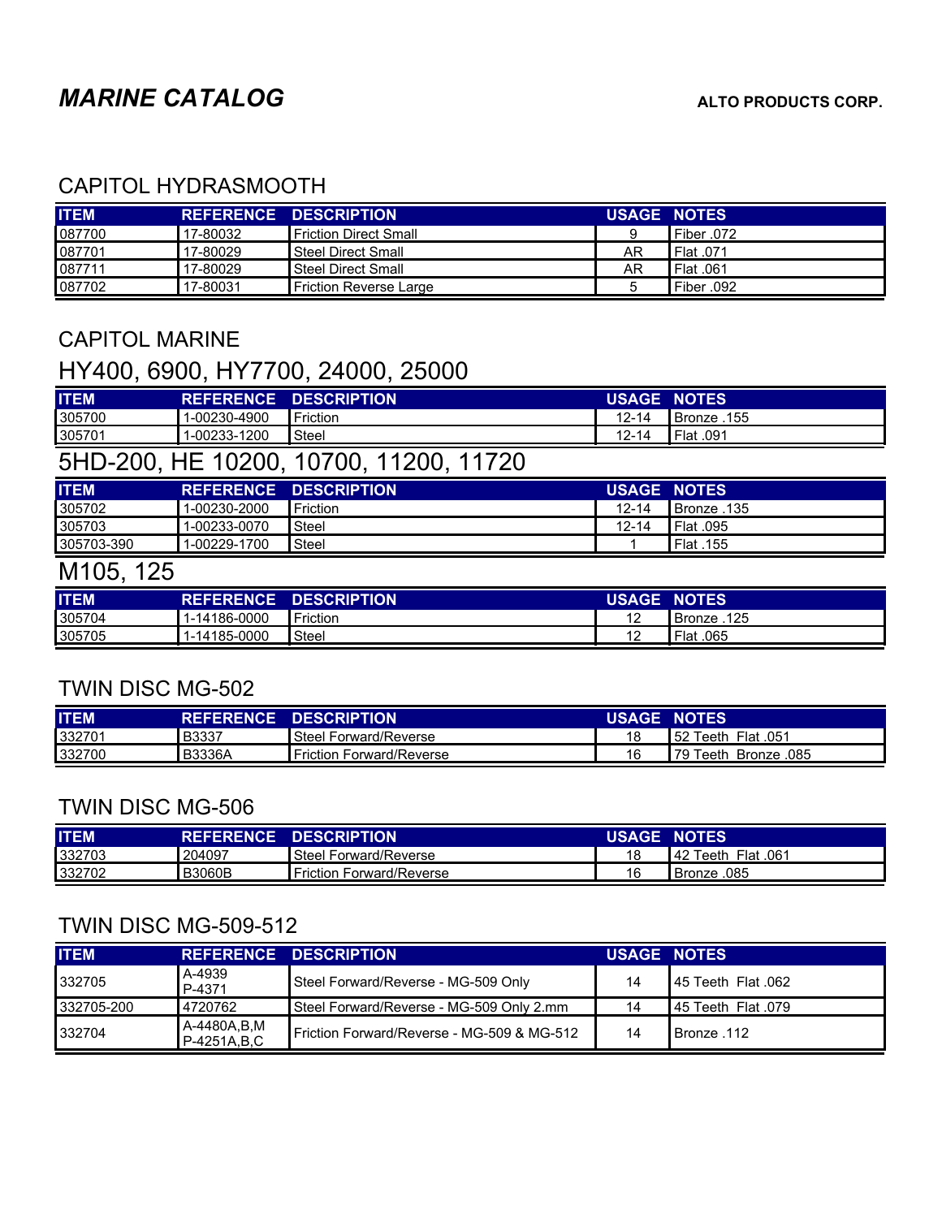# MARINE CATALOG

**ALTO PRODUCTS CORP.**

## CAPITOL HYDRASMOOTH

| ITEM | REFERENCE | DESCRIPTION | USAGE | NOTES |
|---|---|---|---|---|
| 087700 | 17-80032 | Friction Direct Small | 9 | Fiber .072 |
| 087701 | 17-80029 | Steel Direct Small | AR | Flat .071 |
| 087711 | 17-80029 | Steel Direct Small | AR | Flat .061 |
| 087702 | 17-80031 | Friction Reverse Large | 5 | Fiber .092 |

## CAPITOL MARINE

## HY400, 6900, HY7700, 24000, 25000

| ITEM | REFERENCE | DESCRIPTION | USAGE | NOTES |
|---|---|---|---|---|
| 305700 | 1-00230-4900 | Friction | 12-14 | Bronze .155 |
| 305701 | 1-00233-1200 | Steel | 12-14 | Flat .091 |

## 5HD-200, HE 10200, 10700, 11200, 11720

| ITEM | REFERENCE | DESCRIPTION | USAGE | NOTES |
|---|---|---|---|---|
| 305702 | 1-00230-2000 | Friction | 12-14 | Bronze .135 |
| 305703 | 1-00233-0070 | Steel | 12-14 | Flat .095 |
| 305703-390 | 1-00229-1700 | Steel | 1 | Flat .155 |

## M105, 125

| ITEM | REFERENCE | DESCRIPTION | USAGE | NOTES |
|---|---|---|---|---|
| 305704 | 1-14186-0000 | Friction | 12 | Bronze .125 |
| 305705 | 1-14185-0000 | Steel | 12 | Flat .065 |

## TWIN DISC MG-502

| ITEM | REFERENCE | DESCRIPTION | USAGE | NOTES |
|---|---|---|---|---|
| 332701 | B3337 | Steel Forward/Reverse | 18 | 52 Teeth Flat .051 |
| 332700 | B3336A | Friction Forward/Reverse | 16 | 79 Teeth Bronze .085 |

## TWIN DISC MG-506

| ITEM | REFERENCE | DESCRIPTION | USAGE | NOTES |
|---|---|---|---|---|
| 332703 | 204097 | Steel Forward/Reverse | 18 | 42 Teeth Flat .061 |
| 332702 | B3060B | Friction Forward/Reverse | 16 | Bronze .085 |

## TWIN DISC MG-509-512

| ITEM | REFERENCE | DESCRIPTION | USAGE | NOTES |
|---|---|---|---|---|
| 332705 | A-4939 P-4371 | Steel Forward/Reverse - MG-509 Only | 14 | 45 Teeth Flat .062 |
| 332705-200 | 4720762 | Steel Forward/Reverse - MG-509 Only 2.mm | 14 | 45 Teeth Flat .079 |
| 332704 | A-4480A,B,M P-4251A,B,C | Friction Forward/Reverse - MG-509 & MG-512 | 14 | Bronze .112 |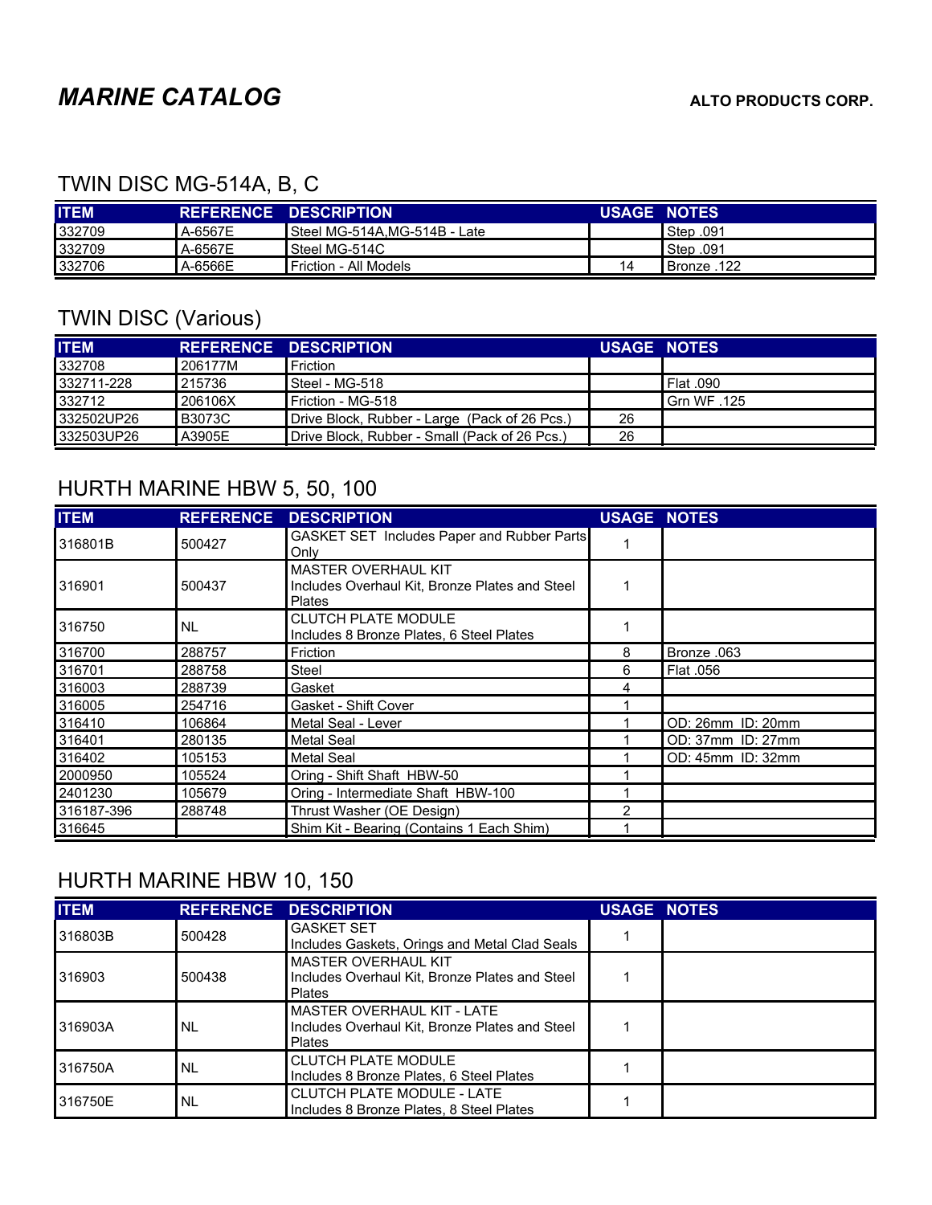# *MARINE CATALOG*

**ALTO PRODUCTS CORP.**

## TWIN DISC MG-514A, B, C

| ITEM | REFERENCE | DESCRIPTION | USAGE | NOTES |
|---|---|---|---|---|
| 332709 | A-6567E | Steel MG-514A,MG-514B - Late | | Step .091 |
| 332709 | A-6567E | Steel MG-514C | | Step .091 |
| 332706 | A-6566E | Friction - All Models | 14 | Bronze .122 |

## TWIN DISC (Various)

| ITEM | REFERENCE | DESCRIPTION | USAGE | NOTES |
|---|---|---|---|---|
| 332708 | 206177M | Friction | | |
| 332711-228 | 215736 | Steel - MG-518 | | Flat .090 |
| 332712 | 206106X | Friction - MG-518 | | Grn WF .125 |
| 332502UP26 | B3073C | Drive Block, Rubber - Large (Pack of 26 Pcs.) | 26 | |
| 332503UP26 | A3905E | Drive Block, Rubber - Small (Pack of 26 Pcs.) | 26 | |

## HURTH MARINE HBW 5, 50, 100

| ITEM | REFERENCE | DESCRIPTION | USAGE | NOTES |
|---|---|---|---|---|
| 316801B | 500427 | GASKET SET Includes Paper and Rubber Parts Only | 1 | |
| 316901 | 500437 | MASTER OVERHAUL KIT Includes Overhaul Kit, Bronze Plates and Steel Plates | 1 | |
| 316750 | NL | CLUTCH PLATE MODULE Includes 8 Bronze Plates, 6 Steel Plates | 1 | |
| 316700 | 288757 | Friction | 8 | Bronze .063 |
| 316701 | 288758 | Steel | 6 | Flat .056 |
| 316003 | 288739 | Gasket | 4 | |
| 316005 | 254716 | Gasket - Shift Cover | 1 | |
| 316410 | 106864 | Metal Seal - Lever | 1 | OD: 26mm ID: 20mm |
| 316401 | 280135 | Metal Seal | 1 | OD: 37mm ID: 27mm |
| 316402 | 105153 | Metal Seal | 1 | OD: 45mm ID: 32mm |
| 2000950 | 105524 | Oring - Shift Shaft HBW-50 | 1 | |
| 2401230 | 105679 | Oring - Intermediate Shaft HBW-100 | 1 | |
| 316187-396 | 288748 | Thrust Washer (OE Design) | 2 | |
| 316645 | | Shim Kit - Bearing (Contains 1 Each Shim) | 1 | |

## HURTH MARINE HBW 10, 150

| ITEM | REFERENCE | DESCRIPTION | USAGE | NOTES |
|---|---|---|---|---|
| 316803B | 500428 | GASKET SET Includes Gaskets, Orings and Metal Clad Seals | 1 | |
| 316903 | 500438 | MASTER OVERHAUL KIT Includes Overhaul Kit, Bronze Plates and Steel Plates | 1 | |
| 316903A | NL | MASTER OVERHAUL KIT - LATE Includes Overhaul Kit, Bronze Plates and Steel Plates | 1 | |
| 316750A | NL | CLUTCH PLATE MODULE Includes 8 Bronze Plates, 6 Steel Plates | 1 | |
| 316750E | NL | CLUTCH PLATE MODULE - LATE Includes 8 Bronze Plates, 8 Steel Plates | 1 | |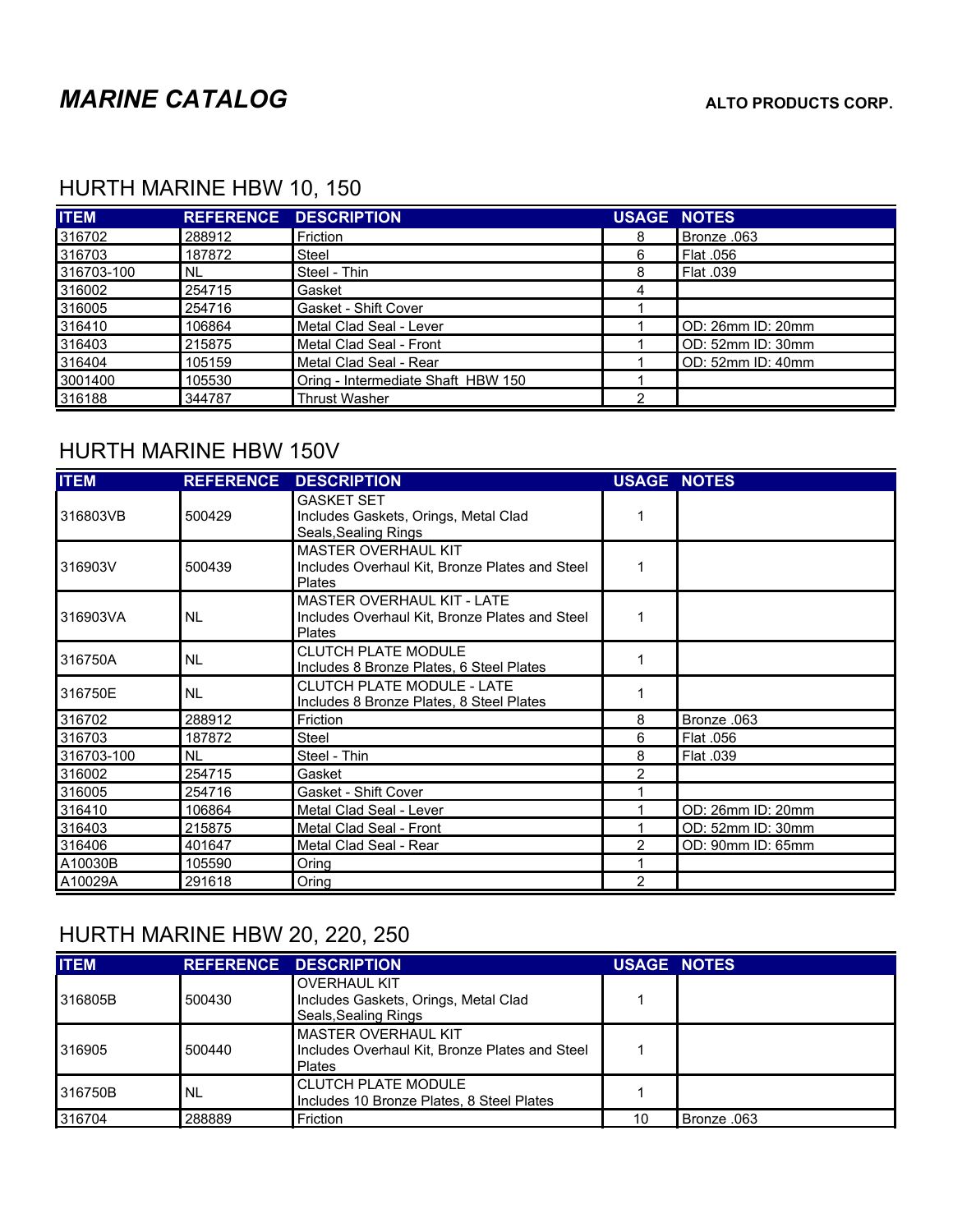# *MARINE CATALOG*

**ALTO PRODUCTS CORP.**

## HURTH MARINE HBW 10, 150

| ITEM | REFERENCE | DESCRIPTION | USAGE | NOTES |
|---|---|---|---|---|
| 316702 | 288912 | Friction | 8 | Bronze .063 |
| 316703 | 187872 | Steel | 6 | Flat .056 |
| 316703-100 | NL | Steel - Thin | 8 | Flat .039 |
| 316002 | 254715 | Gasket | 4 | |
| 316005 | 254716 | Gasket - Shift Cover | 1 | |
| 316410 | 106864 | Metal Clad Seal - Lever | 1 | OD: 26mm ID: 20mm |
| 316403 | 215875 | Metal Clad Seal - Front | 1 | OD: 52mm ID: 30mm |
| 316404 | 105159 | Metal Clad Seal - Rear | 1 | OD: 52mm ID: 40mm |
| 3001400 | 105530 | Oring - Intermediate Shaft HBW 150 | 1 | |
| 316188 | 344787 | Thrust Washer | 2 | |

## HURTH MARINE HBW 150V

| ITEM | REFERENCE | DESCRIPTION | USAGE | NOTES |
|---|---|---|---|---|
| 316803VB | 500429 | GASKET SET<br>Includes Gaskets, Orings, Metal Clad Seals,Sealing Rings | 1 | |
| 316903V | 500439 | MASTER OVERHAUL KIT<br>Includes Overhaul Kit, Bronze Plates and Steel Plates | 1 | |
| 316903VA | NL | MASTER OVERHAUL KIT - LATE<br>Includes Overhaul Kit, Bronze Plates and Steel Plates | 1 | |
| 316750A | NL | CLUTCH PLATE MODULE<br>Includes 8 Bronze Plates, 6 Steel Plates | 1 | |
| 316750E | NL | CLUTCH PLATE MODULE - LATE<br>Includes 8 Bronze Plates, 8 Steel Plates | 1 | |
| 316702 | 288912 | Friction | 8 | Bronze .063 |
| 316703 | 187872 | Steel | 6 | Flat .056 |
| 316703-100 | NL | Steel - Thin | 8 | Flat .039 |
| 316002 | 254715 | Gasket | 2 | |
| 316005 | 254716 | Gasket - Shift Cover | 1 | |
| 316410 | 106864 | Metal Clad Seal - Lever | 1 | OD: 26mm ID: 20mm |
| 316403 | 215875 | Metal Clad Seal - Front | 1 | OD: 52mm ID: 30mm |
| 316406 | 401647 | Metal Clad Seal - Rear | 2 | OD: 90mm ID: 65mm |
| A10030B | 105590 | Oring | 1 | |
| A10029A | 291618 | Oring | 2 | |

## HURTH MARINE HBW 20, 220, 250

| ITEM | REFERENCE | DESCRIPTION | USAGE | NOTES |
|---|---|---|---|---|
| 316805B | 500430 | OVERHAUL KIT<br>Includes Gaskets, Orings, Metal Clad Seals,Sealing Rings | 1 | |
| 316905 | 500440 | MASTER OVERHAUL KIT<br>Includes Overhaul Kit, Bronze Plates and Steel Plates | 1 | |
| 316750B | NL | CLUTCH PLATE MODULE<br>Includes 10 Bronze Plates, 8 Steel Plates | 1 | |
| 316704 | 288889 | Friction | 10 | Bronze .063 |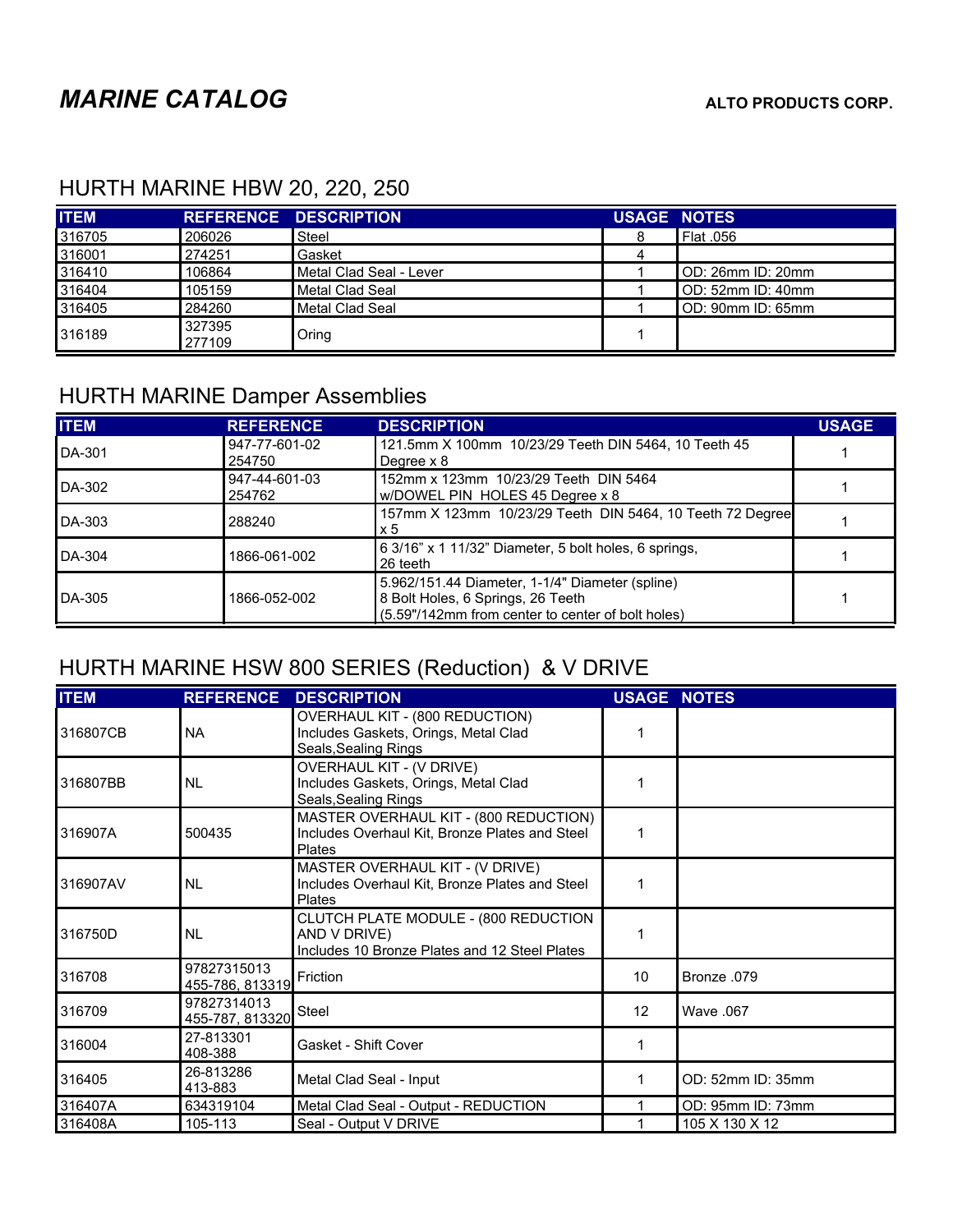# MARINE CATALOG

**ALTO PRODUCTS CORP.**

## HURTH MARINE HBW 20, 220, 250

| ITEM | REFERENCE | DESCRIPTION | USAGE | NOTES |
|---|---|---|---|---|
| 316705 | 206026 | Steel | 8 | Flat .056 |
| 316001 | 274251 | Gasket | 4 | |
| 316410 | 106864 | Metal Clad Seal - Lever | 1 | OD: 26mm ID: 20mm |
| 316404 | 105159 | Metal Clad Seal | 1 | OD: 52mm ID: 40mm |
| 316405 | 284260 | Metal Clad Seal | 1 | OD: 90mm ID: 65mm |
| 316189 | 327395 277109 | Oring | 1 | |

## HURTH MARINE Damper Assemblies

| ITEM | REFERENCE | DESCRIPTION | USAGE |
|---|---|---|---|
| DA-301 | 947-77-601-02 254750 | 121.5mm X 100mm 10/23/29 Teeth DIN 5464, 10 Teeth 45 Degree x 8 | 1 |
| DA-302 | 947-44-601-03 254762 | 152mm x 123mm 10/23/29 Teeth DIN 5464 w/DOWEL PIN HOLES 45 Degree x 8 | 1 |
| DA-303 | 288240 | 157mm X 123mm 10/23/29 Teeth DIN 5464, 10 Teeth 72 Degree x 5 | 1 |
| DA-304 | 1866-061-002 | 6 3/16" x 1 11/32" Diameter, 5 bolt holes, 6 springs, 26 teeth | 1 |
| DA-305 | 1866-052-002 | 5.962/151.44 Diameter, 1-1/4" Diameter (spline) 8 Bolt Holes, 6 Springs, 26 Teeth (5.59"/142mm from center to center of bolt holes) | 1 |

## HURTH MARINE HSW 800 SERIES (Reduction) & V DRIVE

| ITEM | REFERENCE | DESCRIPTION | USAGE | NOTES |
|---|---|---|---|---|
| 316807CB | NA | OVERHAUL KIT - (800 REDUCTION) Includes Gaskets, Orings, Metal Clad Seals,Sealing Rings | 1 | |
| 316807BB | NL | OVERHAUL KIT - (V DRIVE) Includes Gaskets, Orings, Metal Clad Seals,Sealing Rings | 1 | |
| 316907A | 500435 | MASTER OVERHAUL KIT - (800 REDUCTION) Includes Overhaul Kit, Bronze Plates and Steel Plates | 1 | |
| 316907AV | NL | MASTER OVERHAUL KIT - (V DRIVE) Includes Overhaul Kit, Bronze Plates and Steel Plates | 1 | |
| 316750D | NL | CLUTCH PLATE MODULE - (800 REDUCTION AND V DRIVE) Includes 10 Bronze Plates and 12 Steel Plates | 1 | |
| 316708 | 97827315013 455-786, 813319 | Friction | 10 | Bronze .079 |
| 316709 | 97827314013 455-787, 813320 | Steel | 12 | Wave .067 |
| 316004 | 27-813301 408-388 | Gasket - Shift Cover | 1 | |
| 316405 | 26-813286 413-883 | Metal Clad Seal - Input | 1 | OD: 52mm ID: 35mm |
| 316407A | 634319104 | Metal Clad Seal - Output - REDUCTION | 1 | OD: 95mm ID: 73mm |
| 316408A | 105-113 | Seal - Output V DRIVE | 1 | 105 X 130 X 12 |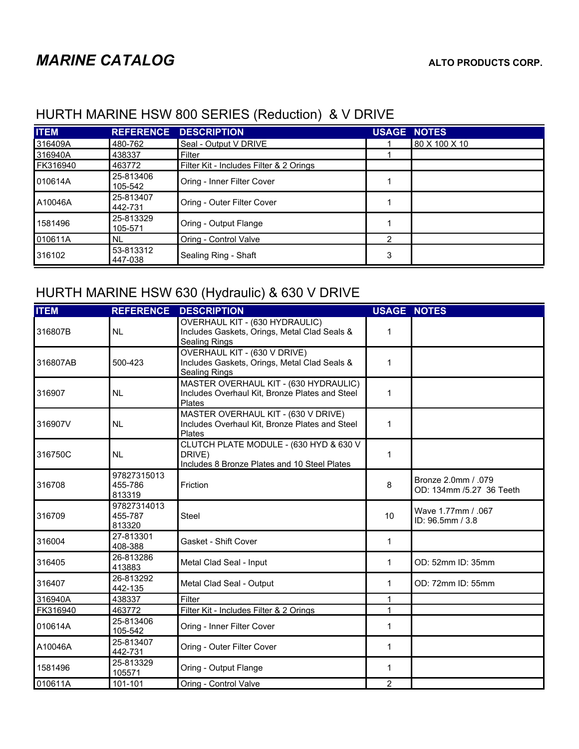# *MARINE CATALOG*

**ALTO PRODUCTS CORP.**

## HURTH MARINE HSW 800 SERIES (Reduction) & V DRIVE

| ITEM | REFERENCE | DESCRIPTION | USAGE | NOTES |
|---|---|---|---|---|
| 316409A | 480-762 | Seal - Output V DRIVE | 1 | 80 X 100 X 10 |
| 316940A | 438337 | Filter | 1 | |
| FK316940 | 463772 | Filter Kit - Includes Filter & 2 Orings | | |
| 010614A | 25-813406<br>105-542 | Oring - Inner Filter Cover | 1 | |
| A10046A | 25-813407<br>442-731 | Oring - Outer Filter Cover | 1 | |
| 1581496 | 25-813329<br>105-571 | Oring - Output Flange | 1 | |
| 010611A | NL | Oring - Control Valve | 2 | |
| 316102 | 53-813312<br>447-038 | Sealing Ring - Shaft | 3 | |

## HURTH MARINE HSW 630 (Hydraulic) & 630 V DRIVE

| ITEM | REFERENCE | DESCRIPTION | USAGE | NOTES |
|---|---|---|---|---|
| 316807B | NL | OVERHAUL KIT - (630 HYDRAULIC)<br>Includes Gaskets, Orings, Metal Clad Seals & Sealing Rings | 1 | |
| 316807AB | 500-423 | OVERHAUL KIT - (630 V DRIVE)<br>Includes Gaskets, Orings, Metal Clad Seals & Sealing Rings | 1 | |
| 316907 | NL | MASTER OVERHAUL KIT - (630 HYDRAULIC)<br>Includes Overhaul Kit, Bronze Plates and Steel Plates | 1 | |
| 316907V | NL | MASTER OVERHAUL KIT - (630 V DRIVE)<br>Includes Overhaul Kit, Bronze Plates and Steel Plates | 1 | |
| 316750C | NL | CLUTCH PLATE MODULE - (630 HYD & 630 V DRIVE)<br>Includes 8 Bronze Plates and 10 Steel Plates | 1 | |
| 316708 | 97827315013<br>455-786<br>813319 | Friction | 8 | Bronze 2.0mm / .079<br>OD: 134mm /5.27 36 Teeth |
| 316709 | 97827314013<br>455-787<br>813320 | Steel | 10 | Wave 1.77mm / .067<br>ID: 96.5mm / 3.8 |
| 316004 | 27-813301<br>408-388 | Gasket - Shift Cover | 1 | |
| 316405 | 26-813286<br>413883 | Metal Clad Seal - Input | 1 | OD: 52mm ID: 35mm |
| 316407 | 26-813292<br>442-135 | Metal Clad Seal - Output | 1 | OD: 72mm ID: 55mm |
| 316940A | 438337 | Filter | 1 | |
| FK316940 | 463772 | Filter Kit - Includes Filter & 2 Orings | 1 | |
| 010614A | 25-813406<br>105-542 | Oring - Inner Filter Cover | 1 | |
| A10046A | 25-813407<br>442-731 | Oring - Outer Filter Cover | 1 | |
| 1581496 | 25-813329<br>105571 | Oring - Output Flange | 1 | |
| 010611A | 101-101 | Oring - Control Valve | 2 | |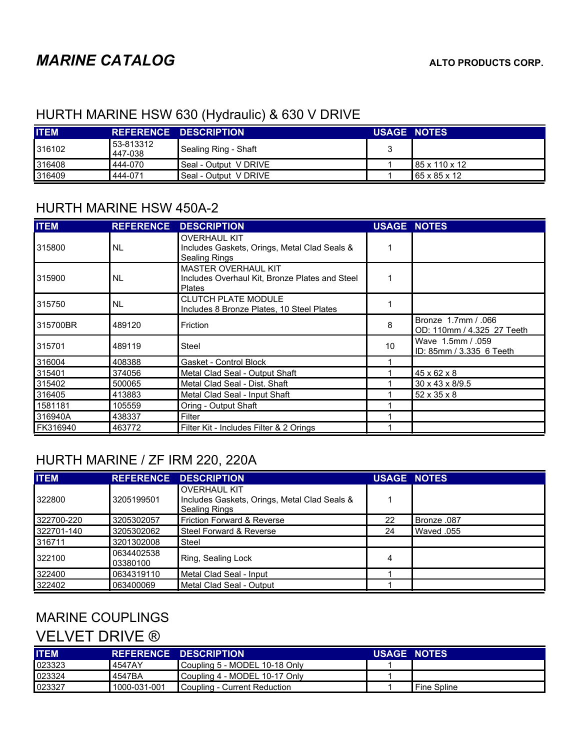# MARINE CATALOG

**ALTO PRODUCTS CORP.**

## HURTH MARINE HSW 630 (Hydraulic) & 630 V DRIVE

| ITEM | REFERENCE | DESCRIPTION | USAGE | NOTES |
|---|---|---|---|---|
| 316102 | 53-813312<br>447-038 | Sealing Ring - Shaft | 3 | |
| 316408 | 444-070 | Seal - Output V DRIVE | 1 | 85 x 110 x 12 |
| 316409 | 444-071 | Seal - Output V DRIVE | 1 | 65 x 85 x 12 |

## HURTH MARINE HSW 450A-2

| ITEM | REFERENCE | DESCRIPTION | USAGE | NOTES |
|---|---|---|---|---|
| 315800 | NL | OVERHAUL KIT<br>Includes Gaskets, Orings, Metal Clad Seals & Sealing Rings | 1 | |
| 315900 | NL | MASTER OVERHAUL KIT<br>Includes Overhaul Kit, Bronze Plates and Steel Plates | 1 | |
| 315750 | NL | CLUTCH PLATE MODULE<br>Includes 8 Bronze Plates, 10 Steel Plates | 1 | |
| 315700BR | 489120 | Friction | 8 | Bronze 1.7mm / .066<br>OD: 110mm / 4.325 27 Teeth |
| 315701 | 489119 | Steel | 10 | Wave 1.5mm / .059<br>ID: 85mm / 3.335 6 Teeth |
| 316004 | 408388 | Gasket - Control Block | 1 | |
| 315401 | 374056 | Metal Clad Seal - Output Shaft | 1 | 45 x 62 x 8 |
| 315402 | 500065 | Metal Clad Seal - Dist. Shaft | 1 | 30 x 43 x 8/9.5 |
| 316405 | 413883 | Metal Clad Seal - Input Shaft | 1 | 52 x 35 x 8 |
| 1581181 | 105559 | Oring - Output Shaft | 1 | |
| 316940A | 438337 | Filter | 1 | |
| FK316940 | 463772 | Filter Kit - Includes Filter & 2 Orings | 1 | |

## HURTH MARINE / ZF IRM 220, 220A

| ITEM | REFERENCE | DESCRIPTION | USAGE | NOTES |
|---|---|---|---|---|
| 322800 | 3205199501 | OVERHAUL KIT<br>Includes Gaskets, Orings, Metal Clad Seals & Sealing Rings | 1 | |
| 322700-220 | 3205302057 | Friction Forward & Reverse | 22 | Bronze .087 |
| 322701-140 | 3205302062 | Steel Forward & Reverse | 24 | Waved .055 |
| 316711 | 3201302008 | Steel | | |
| 322100 | 0634402538<br>03380100 | Ring, Sealing Lock | 4 | |
| 322400 | 0634319110 | Metal Clad Seal - Input | 1 | |
| 322402 | 063400069 | Metal Clad Seal - Output | 1 | |

## MARINE COUPLINGS
## VELVET DRIVE ®

| ITEM | REFERENCE | DESCRIPTION | USAGE | NOTES |
|---|---|---|---|---|
| 023323 | 4547AY | Coupling 5 - MODEL 10-18 Only | 1 | |
| 023324 | 4547BA | Coupling 4 - MODEL 10-17 Only | 1 | |
| 023327 | 1000-031-001 | Coupling - Current Reduction | 1 | Fine Spline |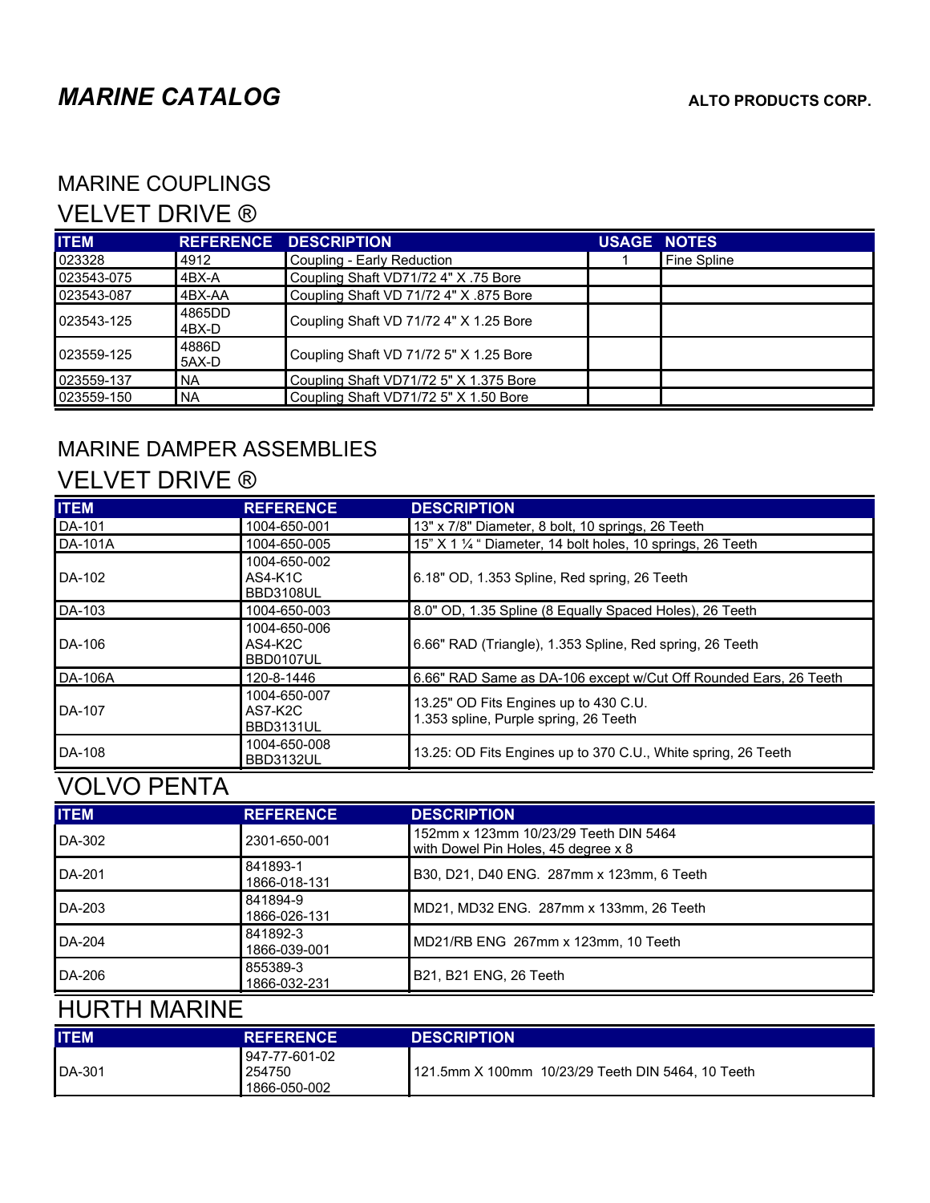# *MARINE CATALOG*

**ALTO PRODUCTS CORP.**

## MARINE COUPLINGS

## VELVET DRIVE ®

| ITEM | REFERENCE | DESCRIPTION | USAGE | NOTES |
|---|---|---|---|---|
| 023328 | 4912 | Coupling - Early Reduction | 1 | Fine Spline |
| 023543-075 | 4BX-A | Coupling Shaft VD71/72 4" X .75 Bore | | |
| 023543-087 | 4BX-AA | Coupling Shaft VD 71/72 4" X .875 Bore | | |
| 023543-125 | 4865DD 4BX-D | Coupling Shaft VD 71/72 4" X 1.25 Bore | | |
| 023559-125 | 4886D 5AX-D | Coupling Shaft VD 71/72 5" X 1.25 Bore | | |
| 023559-137 | NA | Coupling Shaft VD71/72 5" X 1.375 Bore | | |
| 023559-150 | NA | Coupling Shaft VD71/72 5" X 1.50 Bore | | |

## MARINE DAMPER ASSEMBLIES

## VELVET DRIVE ®

| ITEM | REFERENCE | DESCRIPTION |
|---|---|---|
| DA-101 | 1004-650-001 | 13" x 7/8" Diameter, 8 bolt, 10 springs, 26 Teeth |
| DA-101A | 1004-650-005 | 15" X 1 ¼ " Diameter, 14 bolt holes, 10 springs, 26 Teeth |
| DA-102 | 1004-650-002 AS4-K1C BBD3108UL | 6.18" OD, 1.353 Spline, Red spring, 26 Teeth |
| DA-103 | 1004-650-003 | 8.0" OD, 1.35 Spline (8 Equally Spaced Holes), 26 Teeth |
| DA-106 | 1004-650-006 AS4-K2C BBD0107UL | 6.66" RAD (Triangle), 1.353 Spline, Red spring, 26 Teeth |
| DA-106A | 120-8-1446 | 6.66" RAD Same as DA-106 except w/Cut Off Rounded Ears, 26 Teeth |
| DA-107 | 1004-650-007 AS7-K2C BBD3131UL | 13.25" OD Fits Engines up to 430 C.U. 1.353 spline, Purple spring, 26 Teeth |
| DA-108 | 1004-650-008 BBD3132UL | 13.25: OD Fits Engines up to 370 C.U., White spring, 26 Teeth |

## VOLVO PENTA

| ITEM | REFERENCE | DESCRIPTION |
|---|---|---|
| DA-302 | 2301-650-001 | 152mm x 123mm 10/23/29 Teeth DIN 5464 with Dowel Pin Holes, 45 degree x 8 |
| DA-201 | 841893-1 1866-018-131 | B30, D21, D40 ENG. 287mm x 123mm, 6 Teeth |
| DA-203 | 841894-9 1866-026-131 | MD21, MD32 ENG. 287mm x 133mm, 26 Teeth |
| DA-204 | 841892-3 1866-039-001 | MD21/RB ENG 267mm x 123mm, 10 Teeth |
| DA-206 | 855389-3 1866-032-231 | B21, B21 ENG, 26 Teeth |

## HURTH MARINE

| ITEM | REFERENCE | DESCRIPTION |
|---|---|---|
| DA-301 | 947-77-601-02 254750 1866-050-002 | 121.5mm X 100mm 10/23/29 Teeth DIN 5464, 10 Teeth |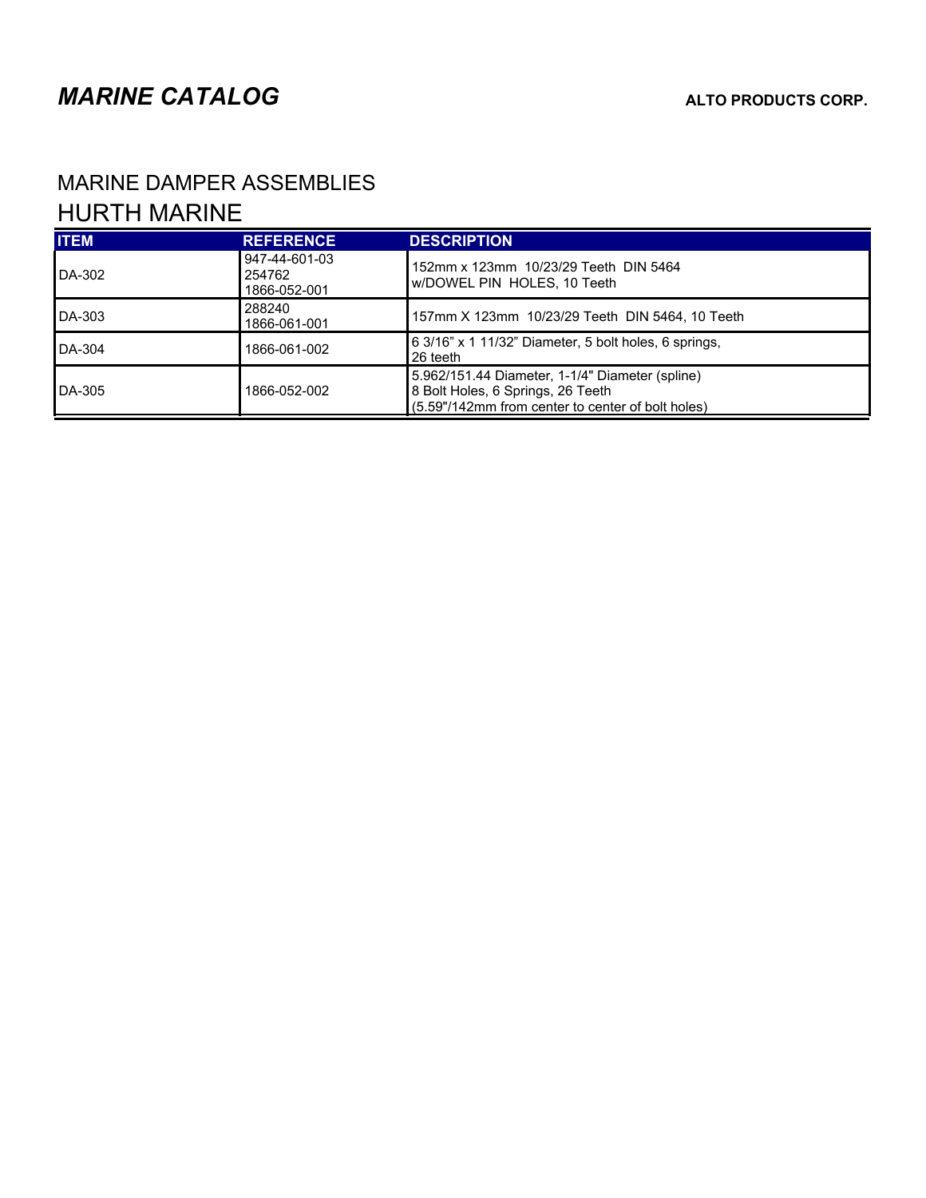# MARINE CATALOG

**ALTO PRODUCTS CORP.**

## MARINE DAMPER ASSEMBLIES

## HURTH MARINE

| ITEM | REFERENCE | DESCRIPTION |
| --- | --- | --- |
| DA-302 | 947-44-601-03<br>254762<br>1866-052-001 | 152mm x 123mm 10/23/29 Teeth DIN 5464<br>w/DOWEL PIN HOLES, 10 Teeth |
| DA-303 | 288240<br>1866-061-001 | 157mm X 123mm 10/23/29 Teeth DIN 5464, 10 Teeth |
| DA-304 | 1866-061-002 | 6 3/16" x 1 11/32" Diameter, 5 bolt holes, 6 springs,<br>26 teeth |
| DA-305 | 1866-052-002 | 5.962/151.44 Diameter, 1-1/4" Diameter (spline)<br>8 Bolt Holes, 6 Springs, 26 Teeth<br>(5.59"/142mm from center to center of bolt holes) |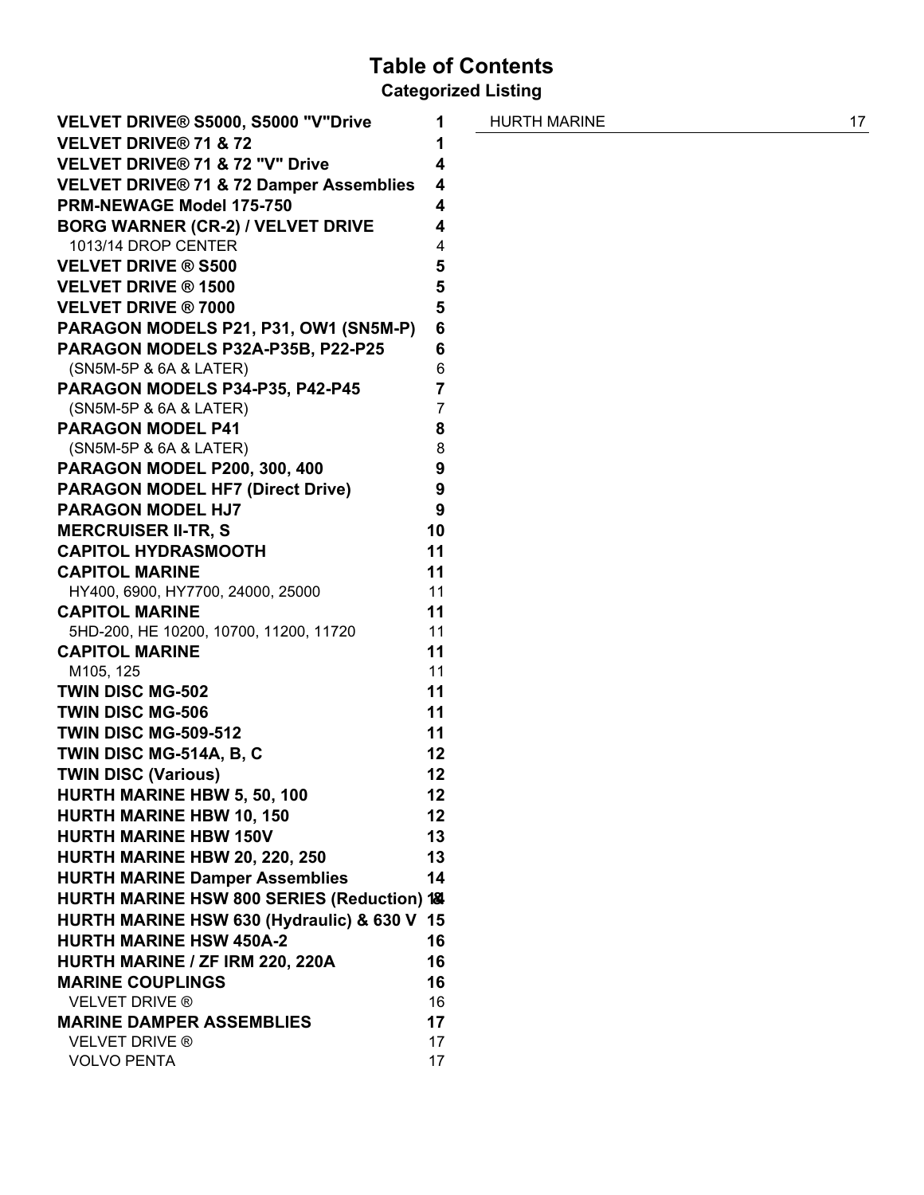# Table of Contents

## Categorized Listing

| | |
|---|---|
| **VELVET DRIVE® S5000, S5000 "V"Drive** | **1** |
| **VELVET DRIVE® 71 & 72** | **1** |
| **VELVET DRIVE® 71 & 72 "V" Drive** | **4** |
| **VELVET DRIVE® 71 & 72 Damper Assemblies** | **4** |
| **PRM-NEWAGE Model 175-750** | **4** |
| **BORG WARNER (CR-2) / VELVET DRIVE** | **4** |
| 1013/14 DROP CENTER | 4 |
| **VELVET DRIVE ® S500** | **5** |
| **VELVET DRIVE ® 1500** | **5** |
| **VELVET DRIVE ® 7000** | **5** |
| **PARAGON MODELS P21, P31, OW1 (SN5M-P)** | **6** |
| **PARAGON MODELS P32A-P35B, P22-P25** | **6** |
| (SN5M-5P & 6A & LATER) | 6 |
| **PARAGON MODELS P34-P35, P42-P45** | **7** |
| (SN5M-5P & 6A & LATER) | 7 |
| **PARAGON MODEL P41** | **8** |
| (SN5M-5P & 6A & LATER) | 8 |
| **PARAGON MODEL P200, 300, 400** | **9** |
| **PARAGON MODEL HF7 (Direct Drive)** | **9** |
| **PARAGON MODEL HJ7** | **9** |
| **MERCRUISER II-TR, S** | **10** |
| **CAPITOL HYDRASMOOTH** | **11** |
| **CAPITOL MARINE** | **11** |
| HY400, 6900, HY7700, 24000, 25000 | 11 |
| **CAPITOL MARINE** | **11** |
| 5HD-200, HE 10200, 10700, 11200, 11720 | 11 |
| **CAPITOL MARINE** | **11** |
| M105, 125 | 11 |
| **TWIN DISC MG-502** | **11** |
| **TWIN DISC MG-506** | **11** |
| **TWIN DISC MG-509-512** | **11** |
| **TWIN DISC MG-514A, B, C** | **12** |
| **TWIN DISC (Various)** | **12** |
| **HURTH MARINE HBW 5, 50, 100** | **12** |
| **HURTH MARINE HBW 10, 150** | **12** |
| **HURTH MARINE HBW 150V** | **13** |
| **HURTH MARINE HBW 20, 220, 250** | **13** |
| **HURTH MARINE Damper Assemblies** | **14** |
| **HURTH MARINE HSW 800 SERIES (Reduction)** | **14** |
| **HURTH MARINE HSW 630 (Hydraulic) & 630 V** | **15** |
| **HURTH MARINE HSW 450A-2** | **16** |
| **HURTH MARINE / ZF IRM 220, 220A** | **16** |
| **MARINE COUPLINGS** | **16** |
| VELVET DRIVE ® | 16 |
| **MARINE DAMPER ASSEMBLIES** | **17** |
| VELVET DRIVE ® | 17 |
| VOLVO PENTA | 17 |
| HURTH MARINE | 17 |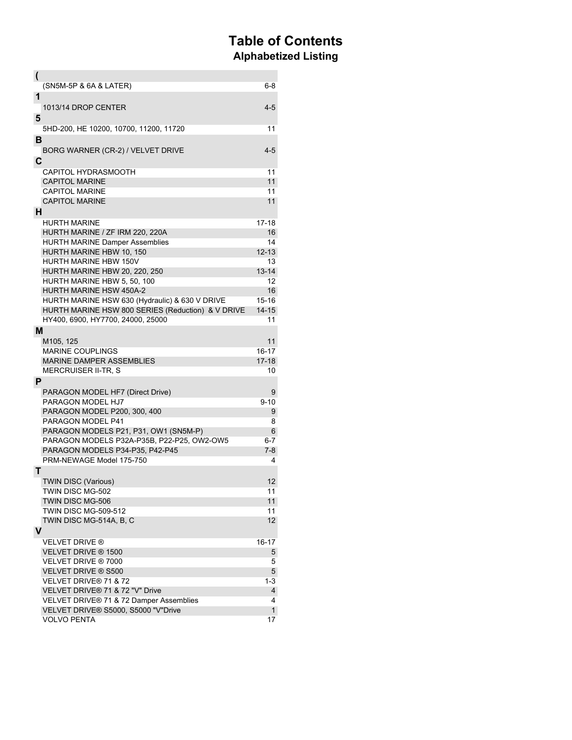# Table of Contents

## Alphabetized Listing

| | |
|---|---|
| **(** | |
| (SN5M-5P & 6A & LATER) | 6-8 |
| **1** | |
| 1013/14 DROP CENTER | 4-5 |
| **5** | |
| 5HD-200, HE 10200, 10700, 11200, 11720 | 11 |
| **B** | |
| BORG WARNER (CR-2) / VELVET DRIVE | 4-5 |
| **C** | |
| CAPITOL HYDRASMOOTH | 11 |
| CAPITOL MARINE | 11 |
| CAPITOL MARINE | 11 |
| CAPITOL MARINE | 11 |
| **H** | |
| HURTH MARINE | 17-18 |
| HURTH MARINE / ZF IRM 220, 220A | 16 |
| HURTH MARINE Damper Assemblies | 14 |
| HURTH MARINE HBW 10, 150 | 12-13 |
| HURTH MARINE HBW 150V | 13 |
| HURTH MARINE HBW 20, 220, 250 | 13-14 |
| HURTH MARINE HBW 5, 50, 100 | 12 |
| HURTH MARINE HSW 450A-2 | 16 |
| HURTH MARINE HSW 630 (Hydraulic) & 630 V DRIVE | 15-16 |
| HURTH MARINE HSW 800 SERIES (Reduction) & V DRIVE | 14-15 |
| HY400, 6900, HY7700, 24000, 25000 | 11 |
| **M** | |
| M105, 125 | 11 |
| MARINE COUPLINGS | 16-17 |
| MARINE DAMPER ASSEMBLIES | 17-18 |
| MERCRUISER II-TR, S | 10 |
| **P** | |
| PARAGON MODEL HF7 (Direct Drive) | 9 |
| PARAGON MODEL HJ7 | 9-10 |
| PARAGON MODEL P200, 300, 400 | 9 |
| PARAGON MODEL P41 | 8 |
| PARAGON MODELS P21, P31, OW1 (SN5M-P) | 6 |
| PARAGON MODELS P32A-P35B, P22-P25, OW2-OW5 | 6-7 |
| PARAGON MODELS P34-P35, P42-P45 | 7-8 |
| PRM-NEWAGE Model 175-750 | 4 |
| **T** | |
| TWIN DISC (Various) | 12 |
| TWIN DISC MG-502 | 11 |
| TWIN DISC MG-506 | 11 |
| TWIN DISC MG-509-512 | 11 |
| TWIN DISC MG-514A, B, C | 12 |
| **V** | |
| VELVET DRIVE ® | 16-17 |
| VELVET DRIVE ® 1500 | 5 |
| VELVET DRIVE ® 7000 | 5 |
| VELVET DRIVE ® S500 | 5 |
| VELVET DRIVE® 71 & 72 | 1-3 |
| VELVET DRIVE® 71 & 72 "V" Drive | 4 |
| VELVET DRIVE® 71 & 72 Damper Assemblies | 4 |
| VELVET DRIVE® S5000, S5000 "V"Drive | 1 |
| VOLVO PENTA | 17 |